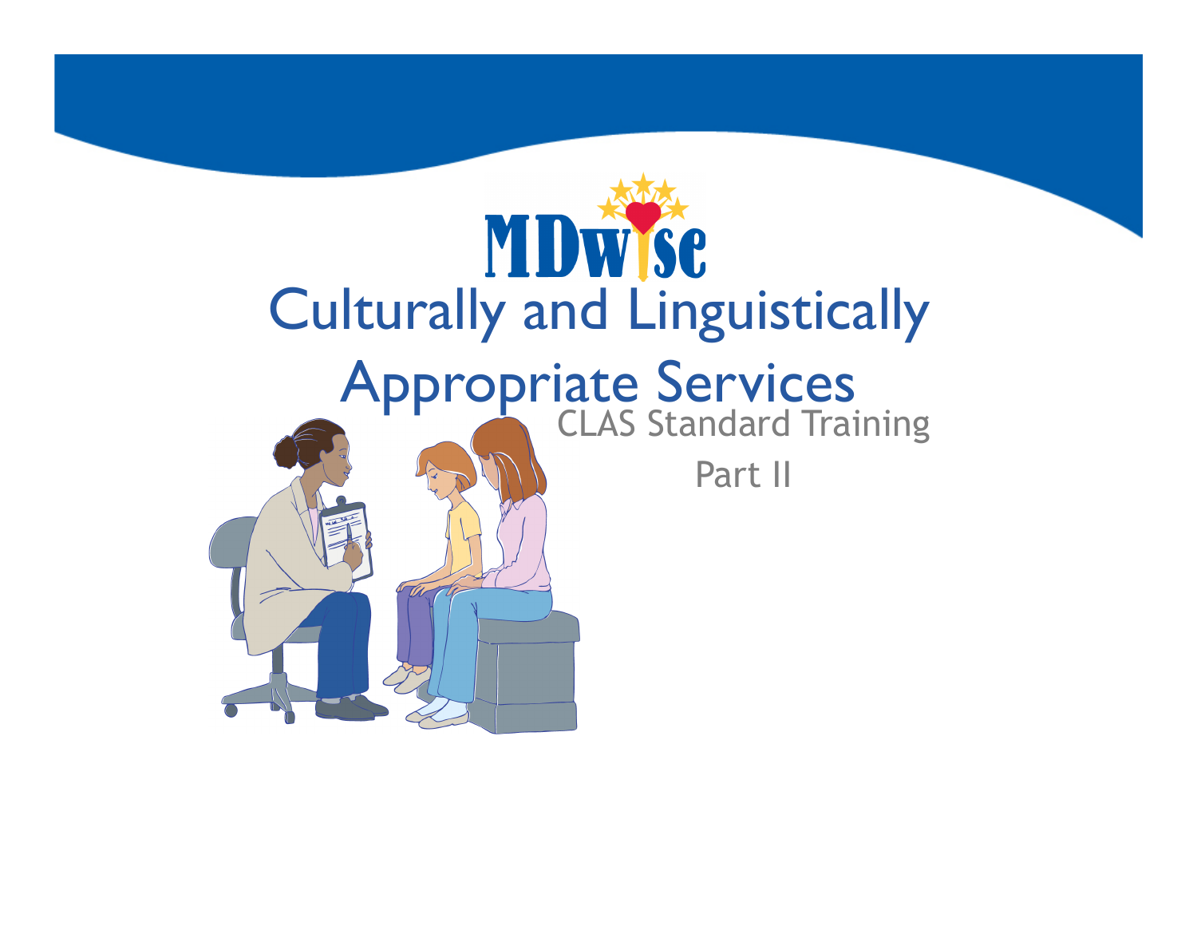MDwise

# Culturally and Linguistically Appropriate Services

CLAS Standard Training

Part II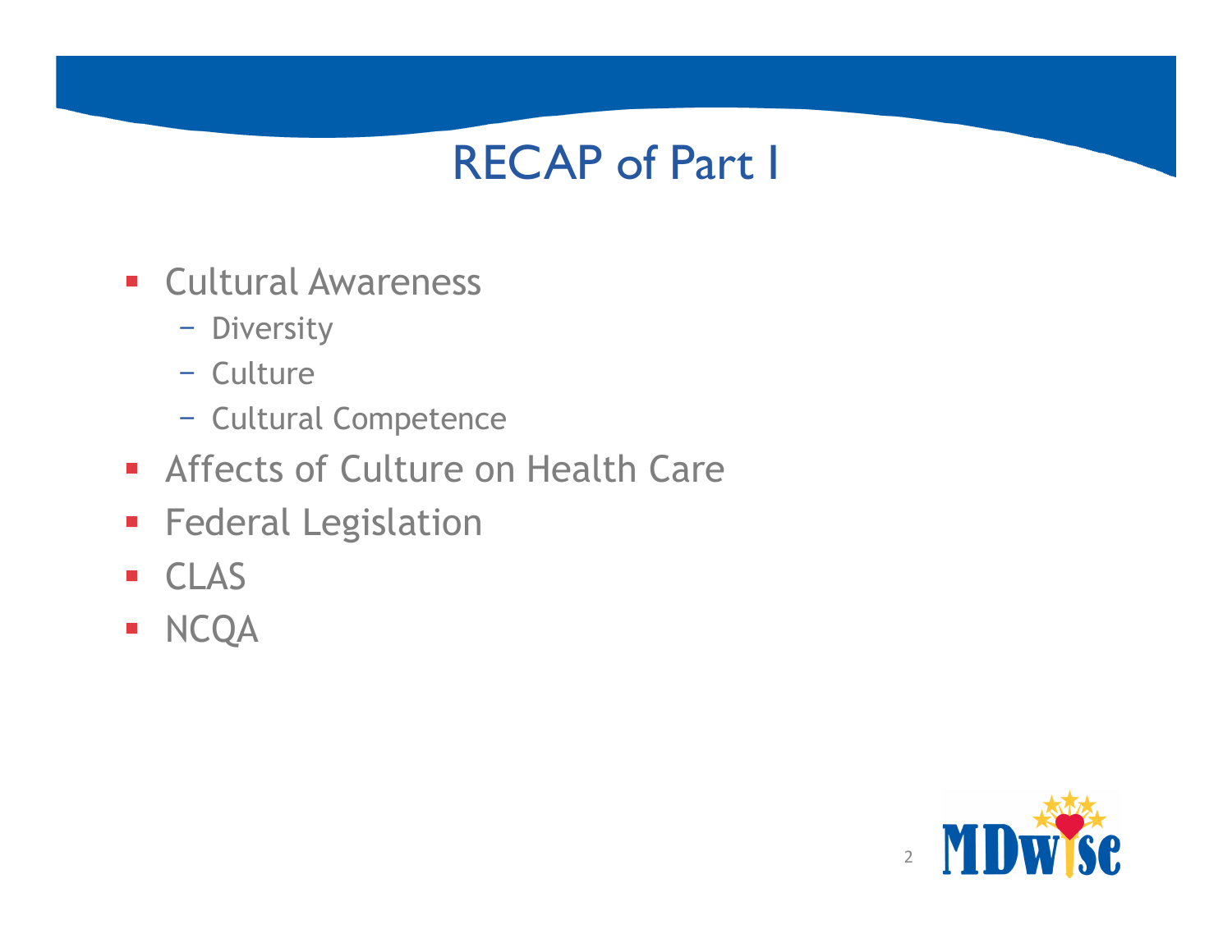# RECAP of Part I

- Cultural Awareness
  - Diversity
  - Culture
  - Cultural Competence
- Affects of Culture on Health Care
- Federal Legislation
- CLAS
- NCQA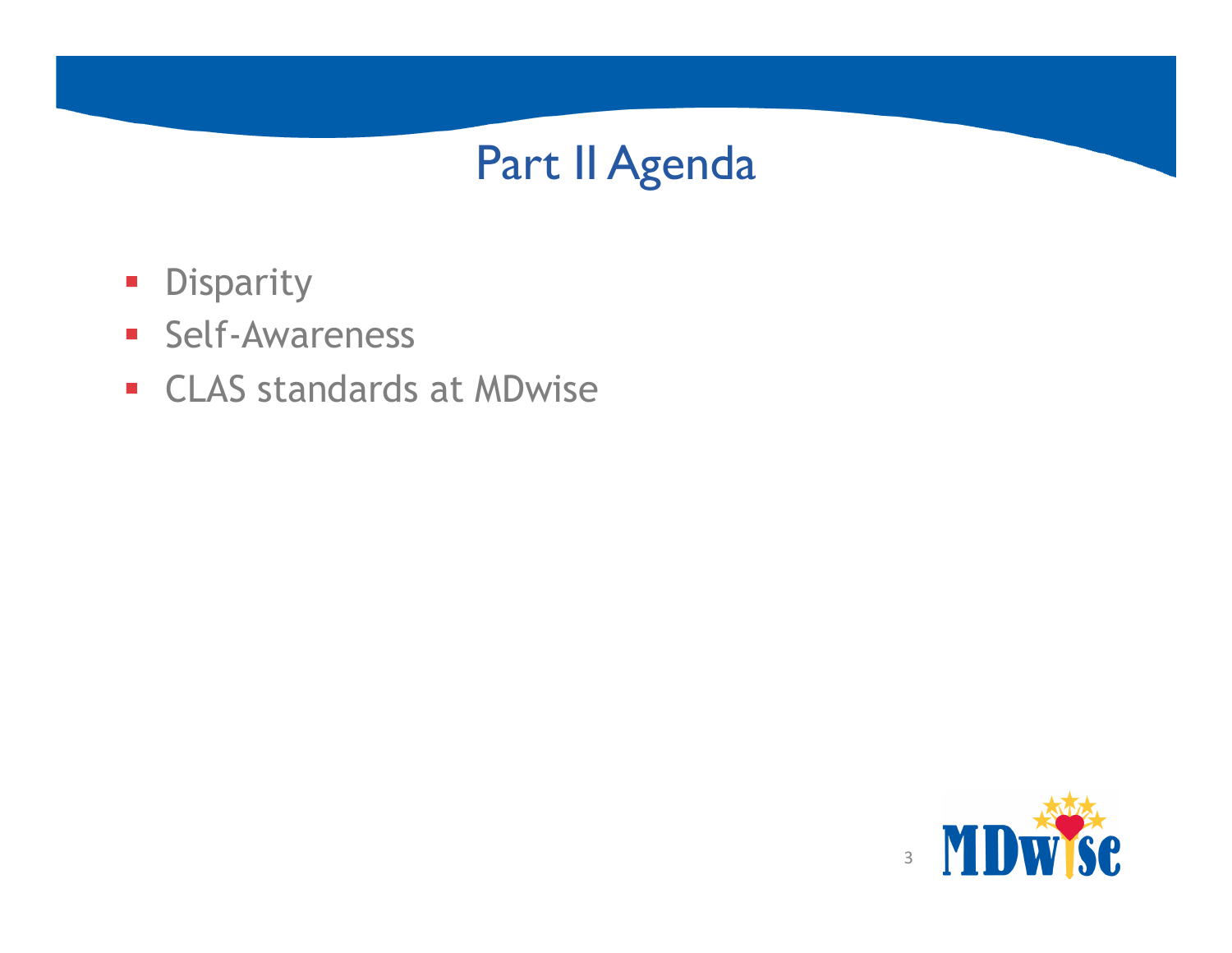# Part II Agenda

- Disparity
- Self-Awareness
- CLAS standards at MDwise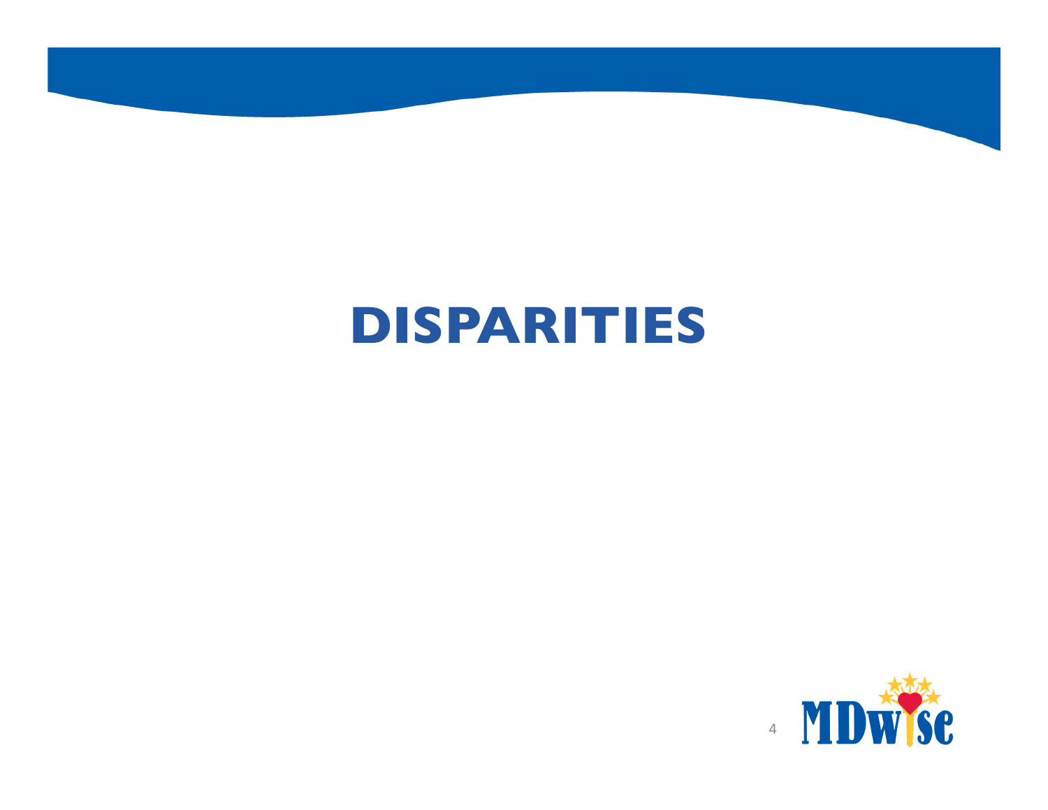# DISPARITIES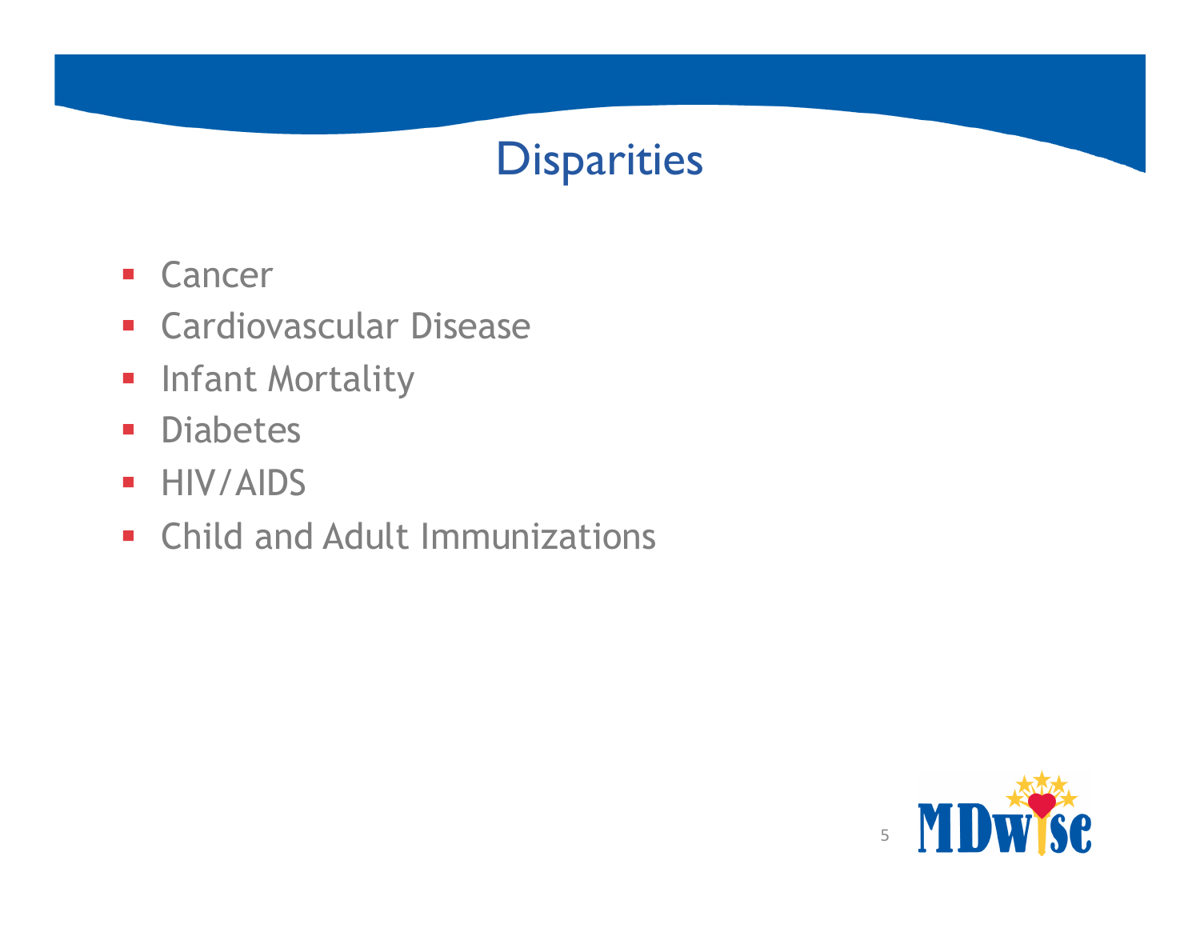# Disparities

- Cancer
- Cardiovascular Disease
- Infant Mortality
- Diabetes
- HIV/AIDS
- Child and Adult Immunizations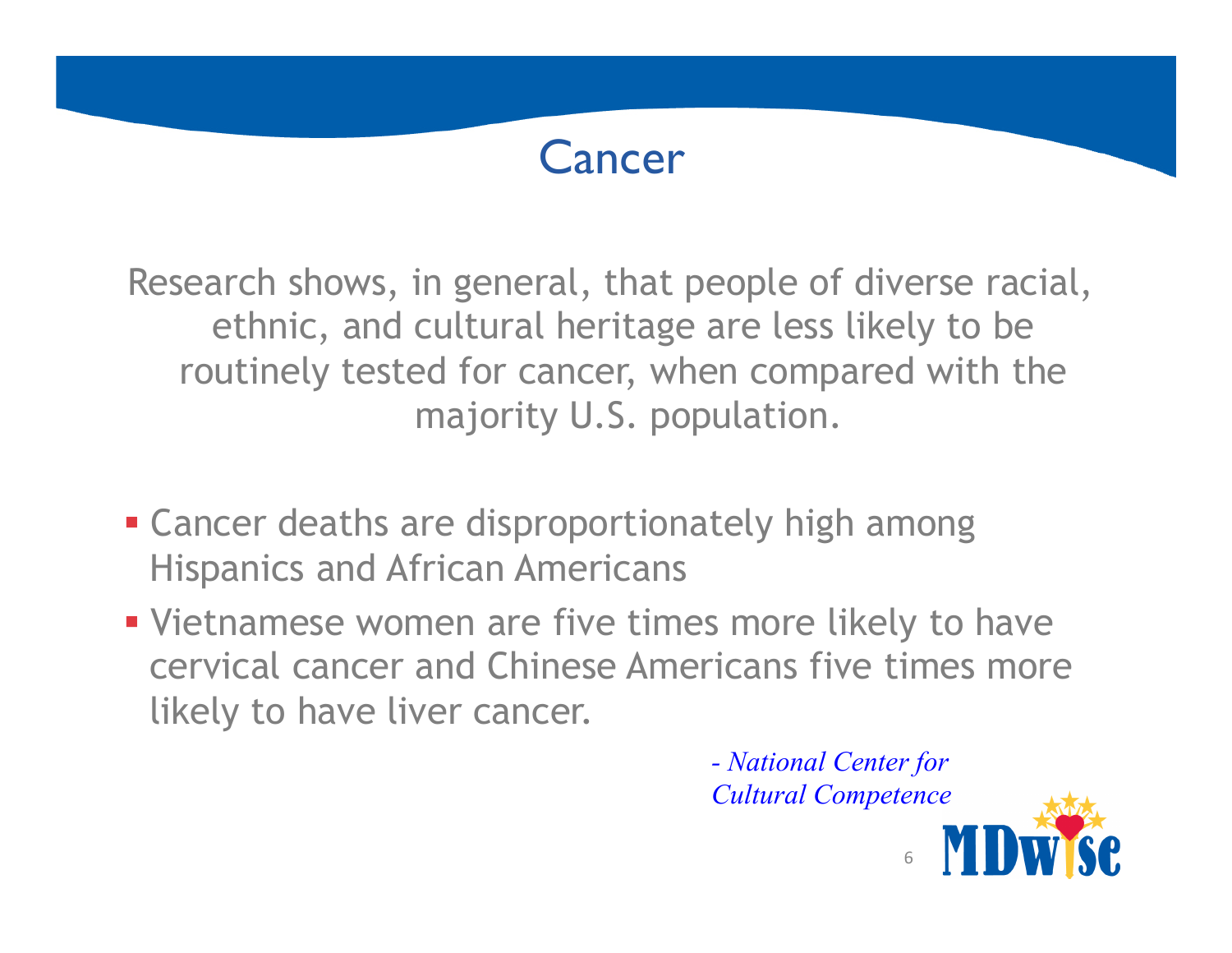# Cancer

Research shows, in general, that people of diverse racial, ethnic, and cultural heritage are less likely to be routinely tested for cancer, when compared with the majority U.S. population.

- Cancer deaths are disproportionately high among Hispanics and African Americans
- Vietnamese women are five times more likely to have cervical cancer and Chinese Americans five times more likely to have liver cancer.

*- National Center for Cultural Competence*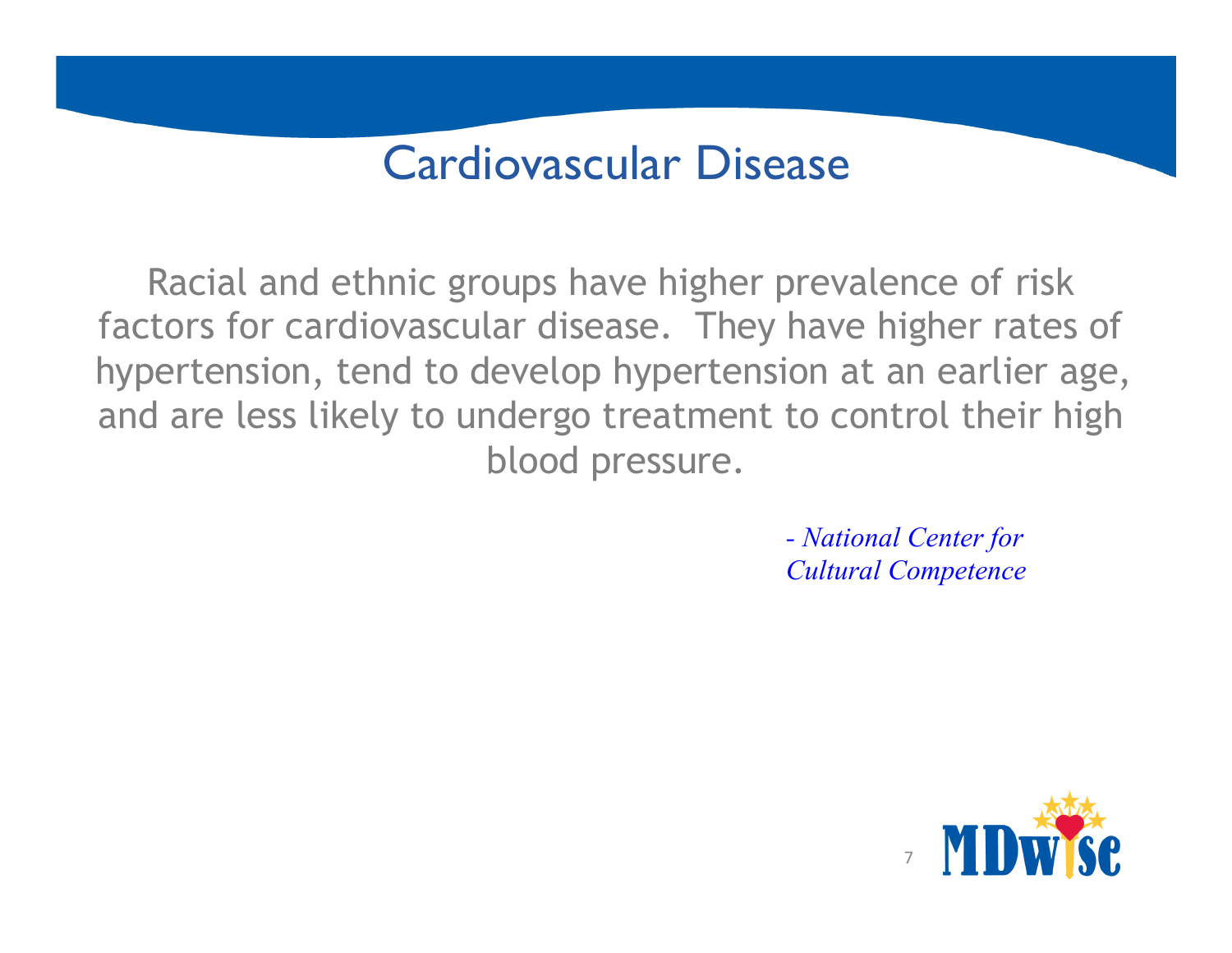# Cardiovascular Disease

Racial and ethnic groups have higher prevalence of risk factors for cardiovascular disease. They have higher rates of hypertension, tend to develop hypertension at an earlier age, and are less likely to undergo treatment to control their high blood pressure.

*- National Center for Cultural Competence*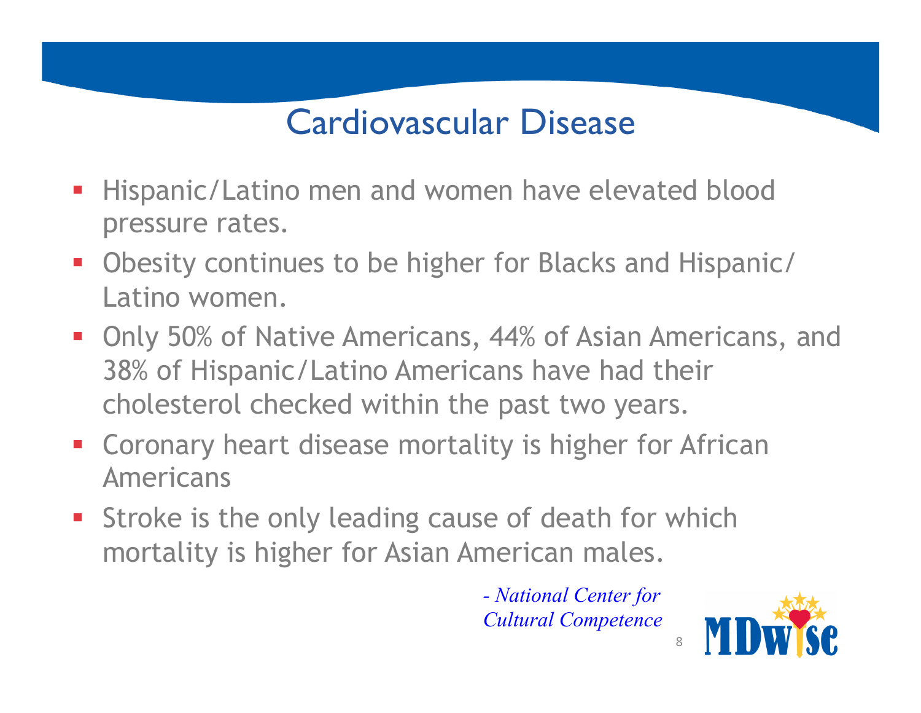# Cardiovascular Disease

- Hispanic/Latino men and women have elevated blood pressure rates.
- Obesity continues to be higher for Blacks and Hispanic/Latino women.
- Only 50% of Native Americans, 44% of Asian Americans, and 38% of Hispanic/Latino Americans have had their cholesterol checked within the past two years.
- Coronary heart disease mortality is higher for African Americans
- Stroke is the only leading cause of death for which mortality is higher for Asian American males.

*- National Center for Cultural Competence*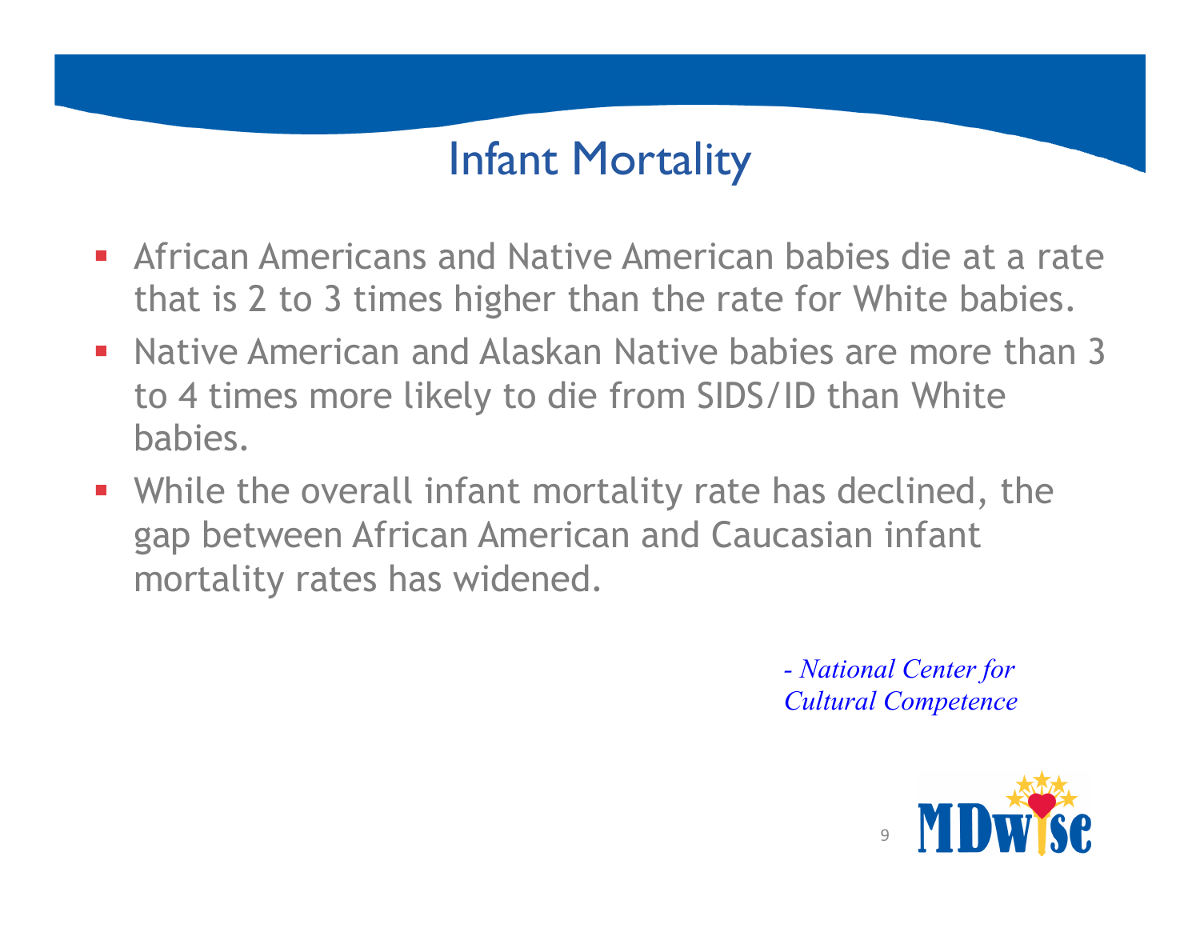# Infant Mortality

- African Americans and Native American babies die at a rate that is 2 to 3 times higher than the rate for White babies.
- Native American and Alaskan Native babies are more than 3 to 4 times more likely to die from SIDS/ID than White babies.
- While the overall infant mortality rate has declined, the gap between African American and Caucasian infant mortality rates has widened.

*- National Center for Cultural Competence*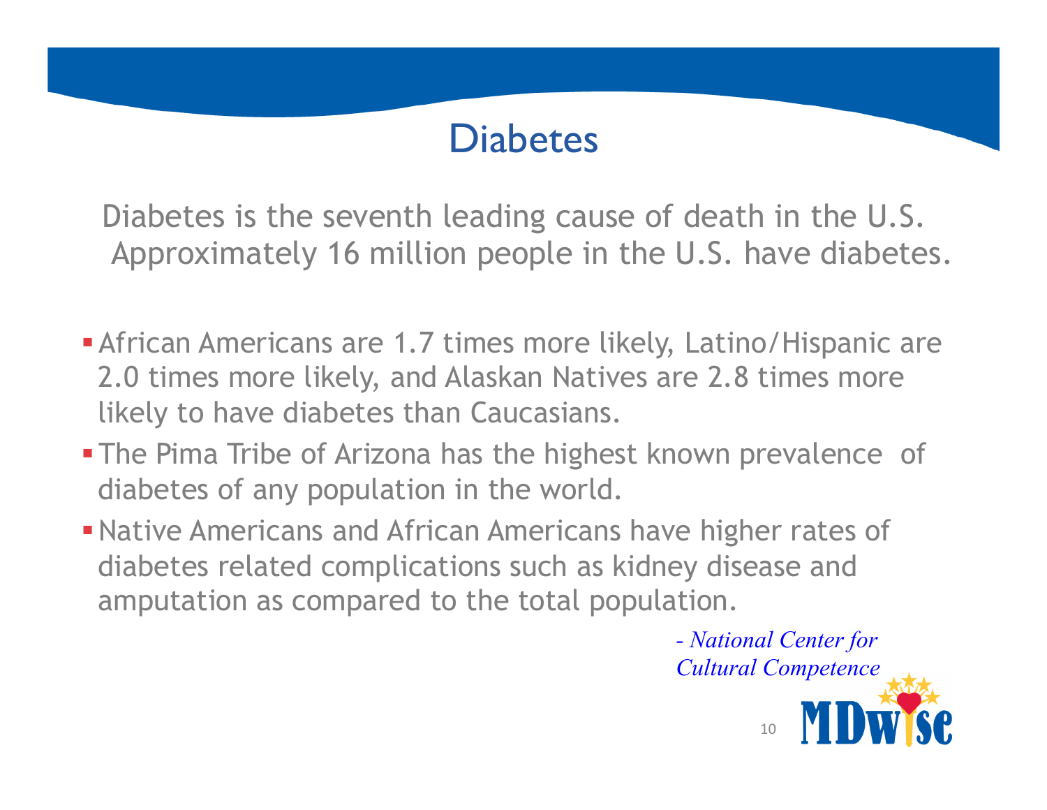# Diabetes

Diabetes is the seventh leading cause of death in the U.S. Approximately 16 million people in the U.S. have diabetes.

- African Americans are 1.7 times more likely, Latino/Hispanic are 2.0 times more likely, and Alaskan Natives are 2.8 times more likely to have diabetes than Caucasians.
- The Pima Tribe of Arizona has the highest known prevalence of diabetes of any population in the world.
- Native Americans and African Americans have higher rates of diabetes related complications such as kidney disease and amputation as compared to the total population.

*- National Center for Cultural Competence*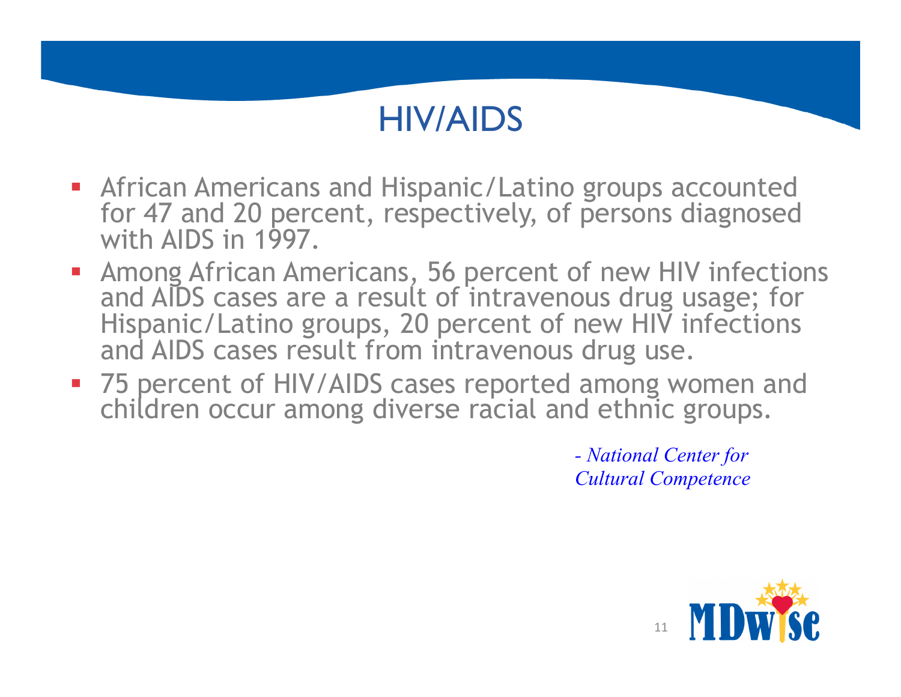# HIV/AIDS

- African Americans and Hispanic/Latino groups accounted for 47 and 20 percent, respectively, of persons diagnosed with AIDS in 1997.
- Among African Americans, 56 percent of new HIV infections and AIDS cases are a result of intravenous drug usage; for Hispanic/Latino groups, 20 percent of new HIV infections and AIDS cases result from intravenous drug use.
- 75 percent of HIV/AIDS cases reported among women and children occur among diverse racial and ethnic groups.

*- National Center for Cultural Competence*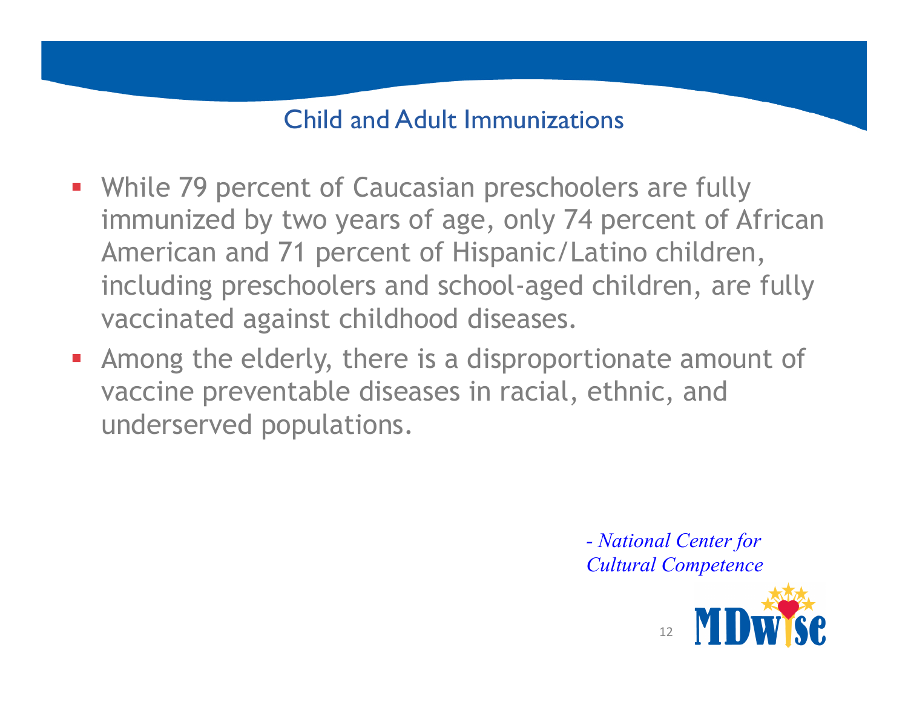## Child and Adult Immunizations

- While 79 percent of Caucasian preschoolers are fully immunized by two years of age, only 74 percent of African American and 71 percent of Hispanic/Latino children, including preschoolers and school-aged children, are fully vaccinated against childhood diseases.
- Among the elderly, there is a disproportionate amount of vaccine preventable diseases in racial, ethnic, and underserved populations.

*- National Center for Cultural Competence*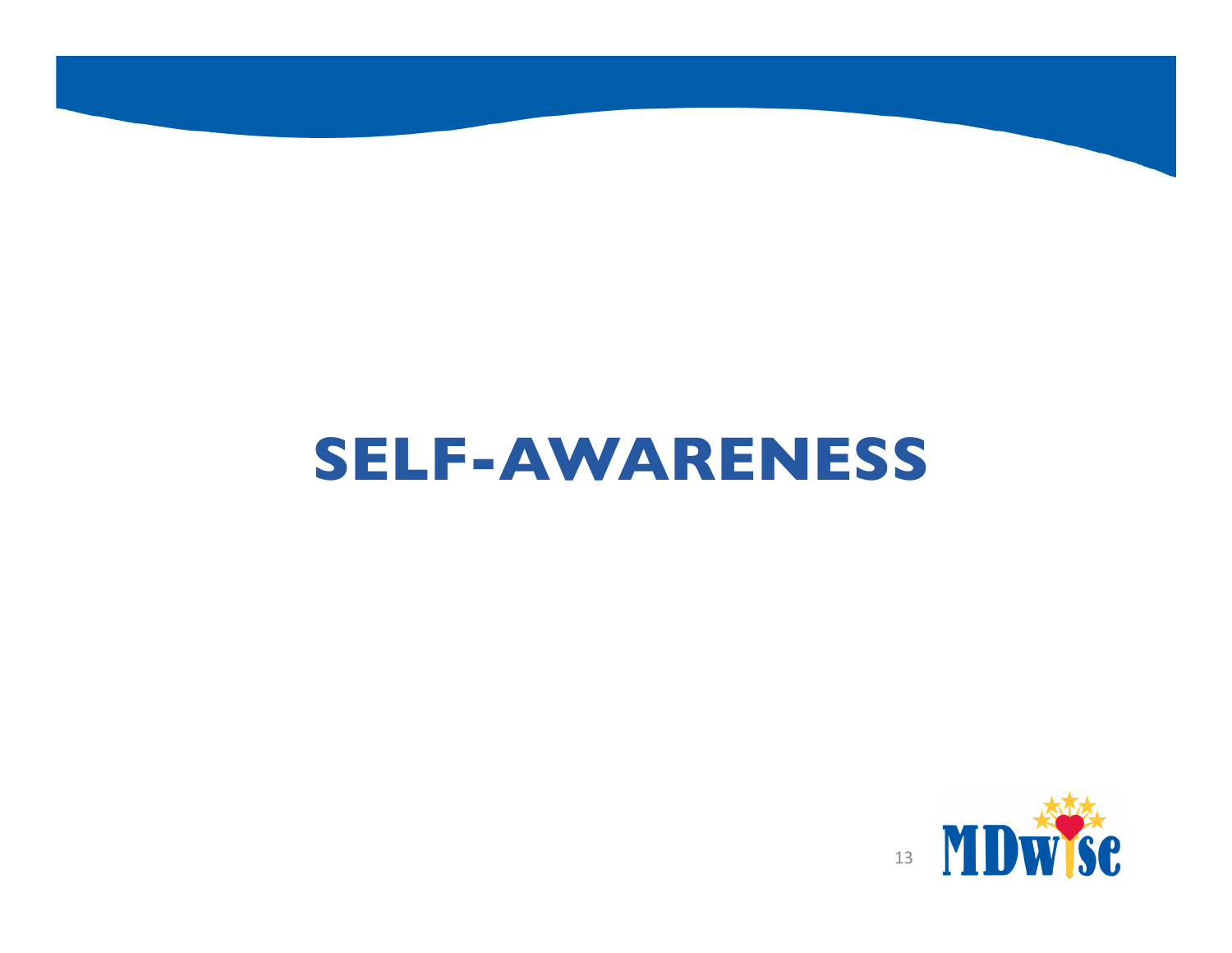# SELF-AWARENESS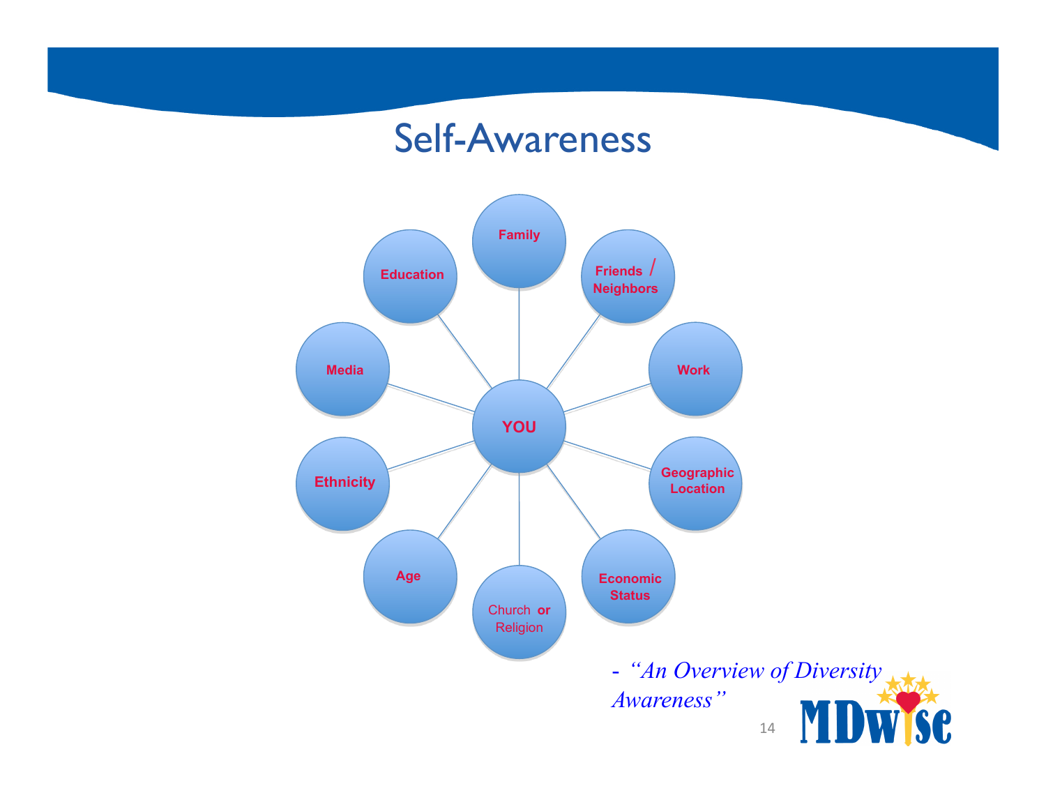# Self-Awareness

- YOU
  - Family
  - Friends / Neighbors
  - Work
  - Geographic Location
  - Economic Status
  - Church or Religion
  - Age
  - Ethnicity
  - Media
  - Education

*- "An Overview of Diversity Awareness"*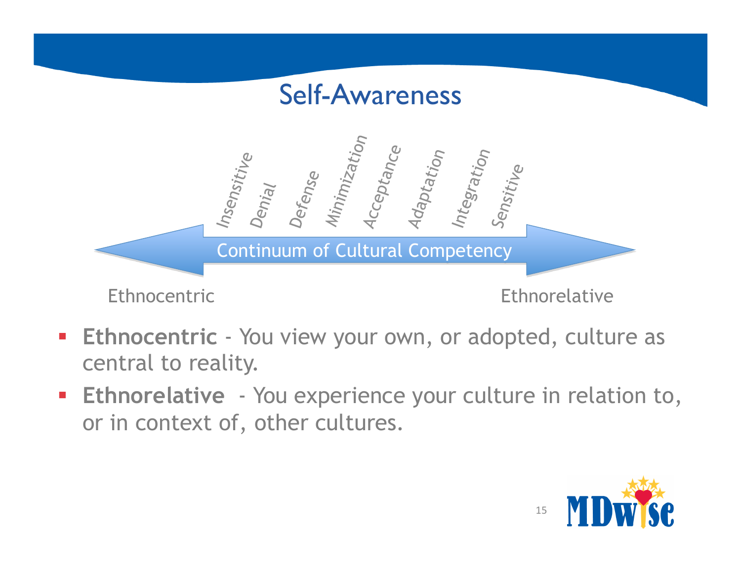# Self-Awareness

*Insensitive* *Denial* *Defense* *Minimization* *Acceptance* *Adaptation* *Integration* *Sensitive*

Continuum of Cultural Competency

Ethnocentric ⟷ Ethnorelative

- **Ethnocentric** - You view your own, or adopted, culture as central to reality.
- **Ethnorelative** - You experience your culture in relation to, or in context of, other cultures.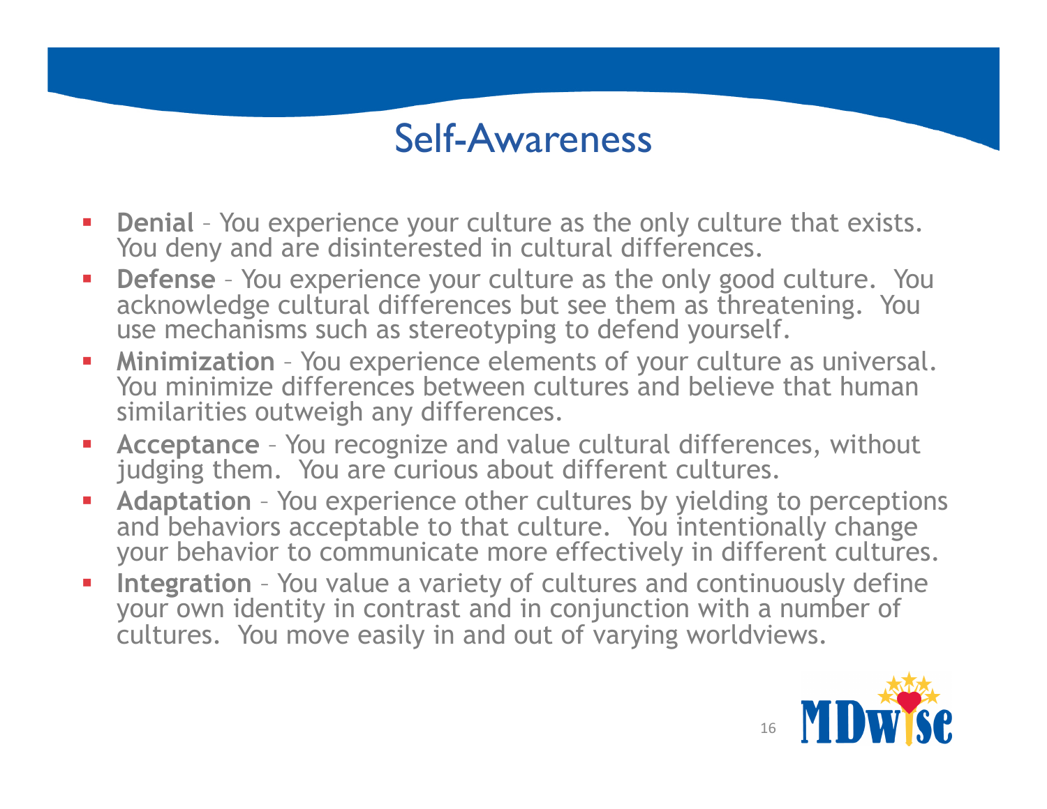# Self-Awareness

- **Denial** – You experience your culture as the only culture that exists. You deny and are disinterested in cultural differences.
- **Defense** – You experience your culture as the only good culture. You acknowledge cultural differences but see them as threatening. You use mechanisms such as stereotyping to defend yourself.
- **Minimization** – You experience elements of your culture as universal. You minimize differences between cultures and believe that human similarities outweigh any differences.
- **Acceptance** – You recognize and value cultural differences, without judging them. You are curious about different cultures.
- **Adaptation** – You experience other cultures by yielding to perceptions and behaviors acceptable to that culture. You intentionally change your behavior to communicate more effectively in different cultures.
- **Integration** – You value a variety of cultures and continuously define your own identity in contrast and in conjunction with a number of cultures. You move easily in and out of varying worldviews.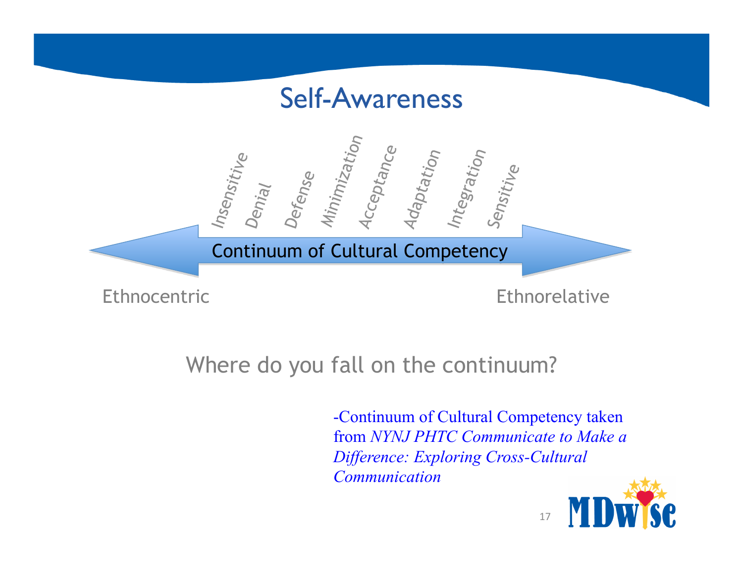# Self-Awareness

Insensitive — Denial — Defense — Minimization — Acceptance — Adaptation — Integration — Sensitive

Continuum of Cultural Competency

Ethnocentric — Ethnorelative

Where do you fall on the continuum?

-Continuum of Cultural Competency taken from *NYNJ PHTC Communicate to Make a Difference: Exploring Cross-Cultural Communication*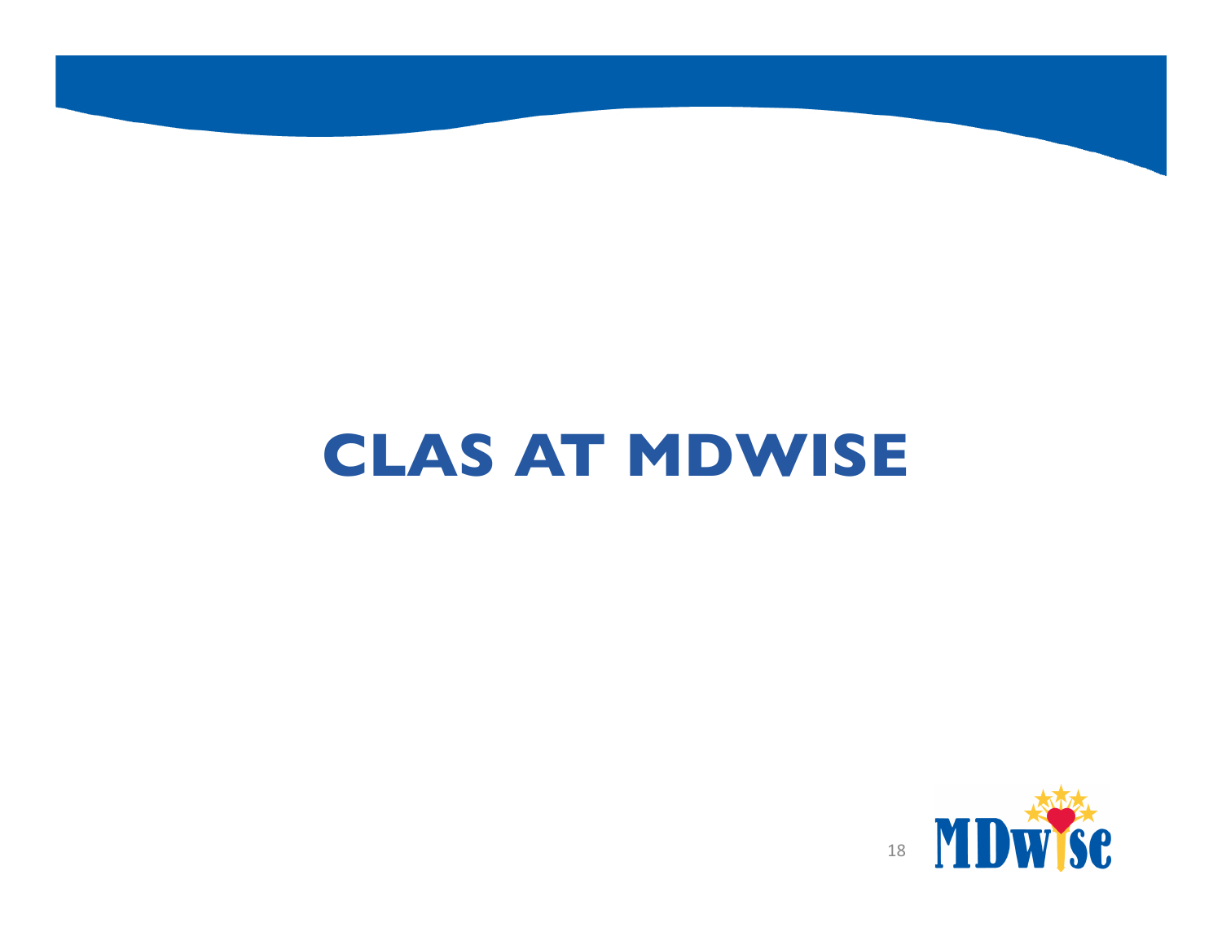# CLAS AT MDWISE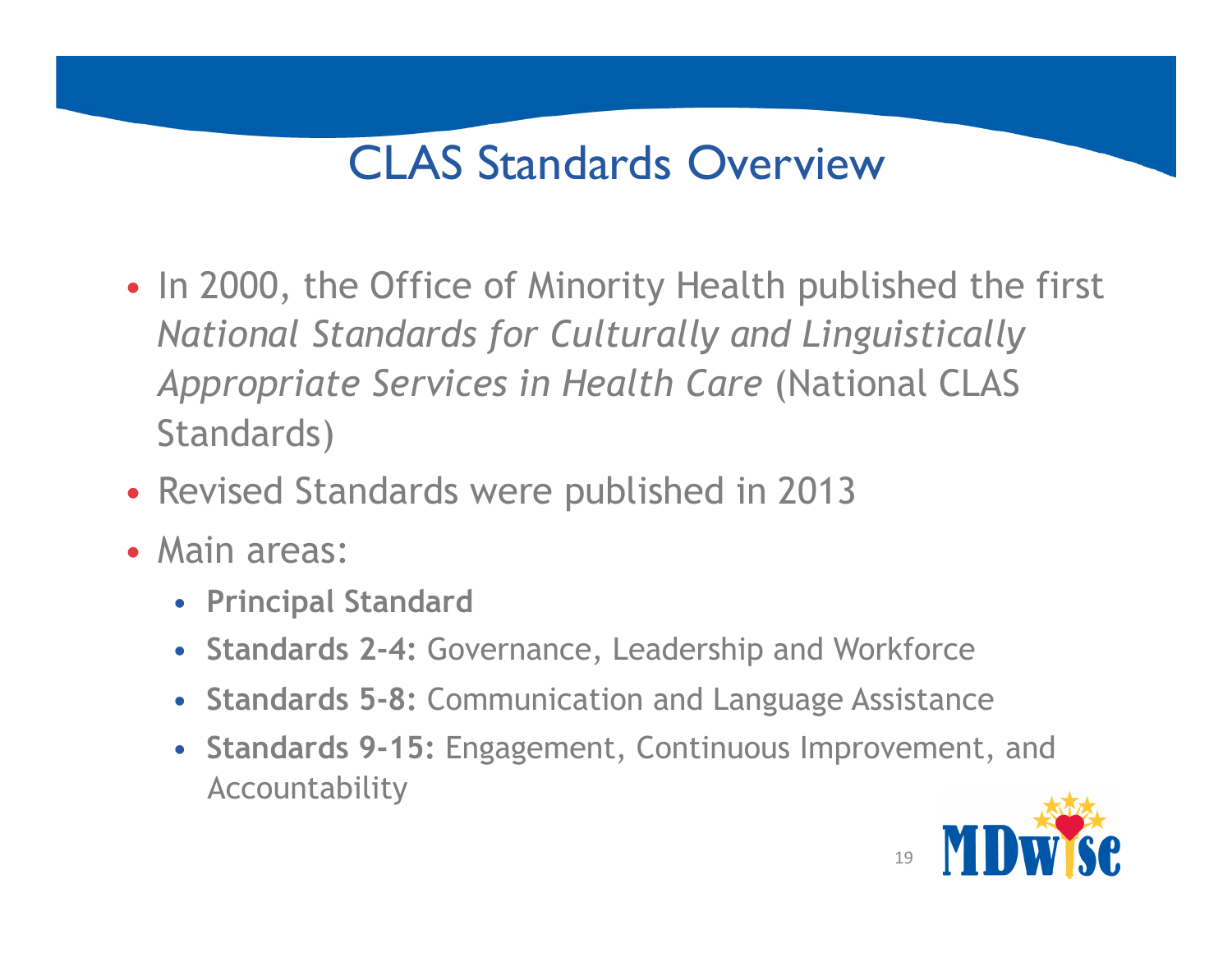# CLAS Standards Overview

- In 2000, the Office of Minority Health published the first *National Standards for Culturally and Linguistically Appropriate Services in Health Care* (National CLAS Standards)
- Revised Standards were published in 2013
- Main areas:
  - **Principal Standard**
  - **Standards 2-4:** Governance, Leadership and Workforce
  - **Standards 5-8:** Communication and Language Assistance
  - **Standards 9-15:** Engagement, Continuous Improvement, and Accountability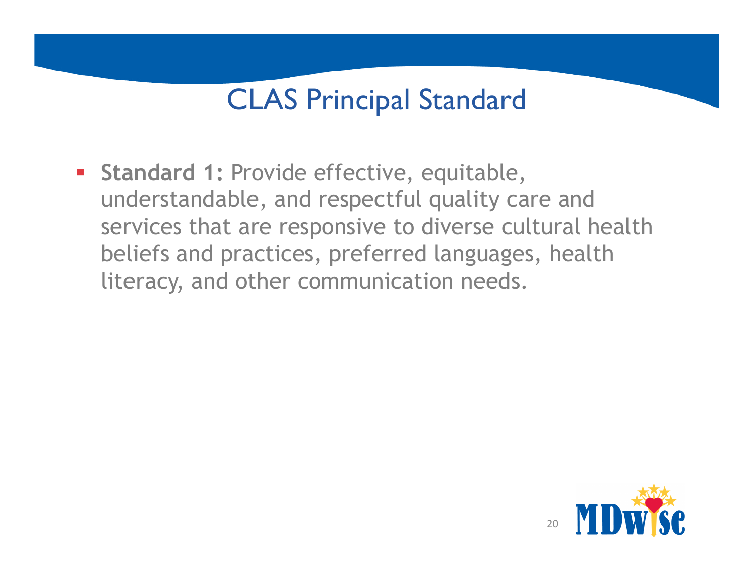# CLAS Principal Standard

- **Standard 1:** Provide effective, equitable, understandable, and respectful quality care and services that are responsive to diverse cultural health beliefs and practices, preferred languages, health literacy, and other communication needs.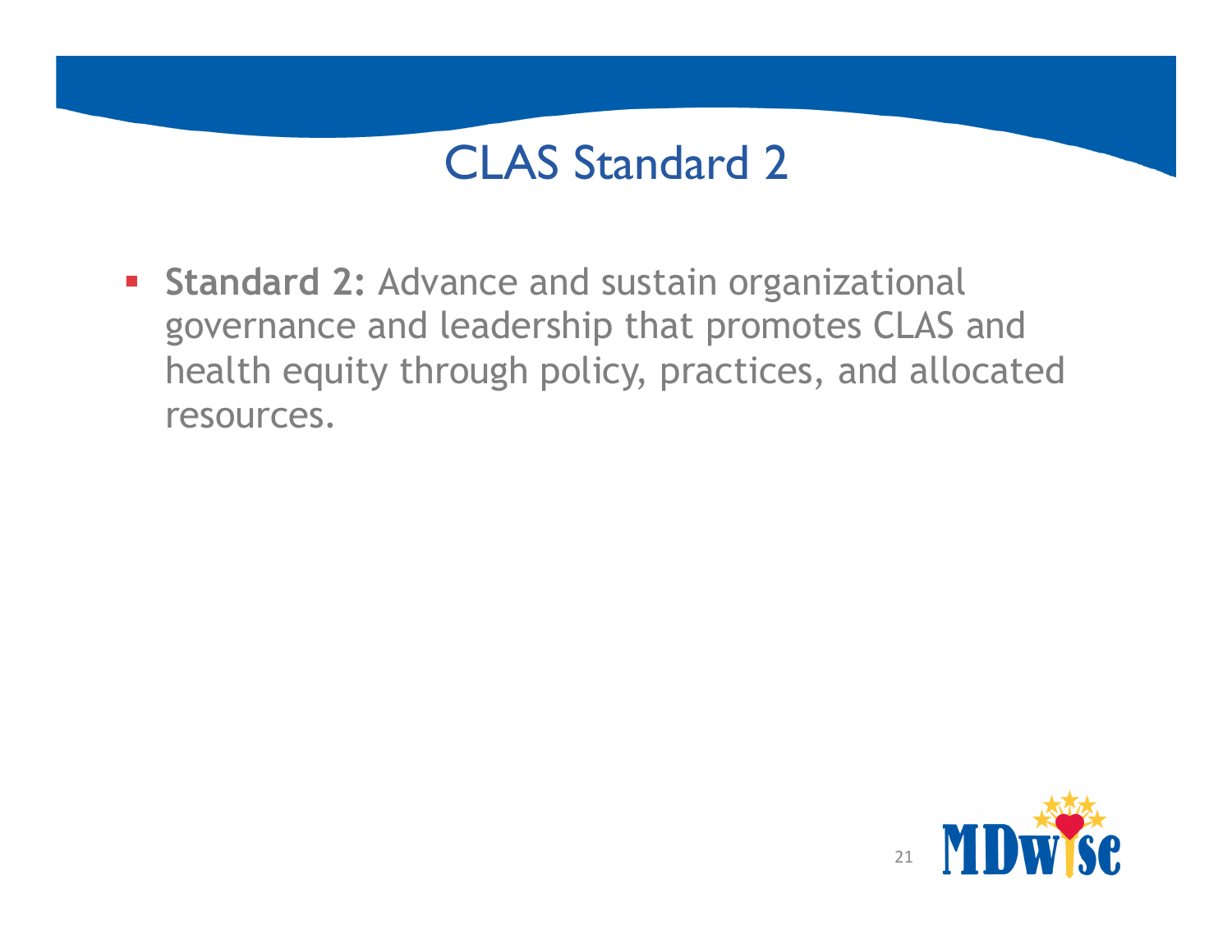# CLAS Standard 2

- **Standard 2:** Advance and sustain organizational governance and leadership that promotes CLAS and health equity through policy, practices, and allocated resources.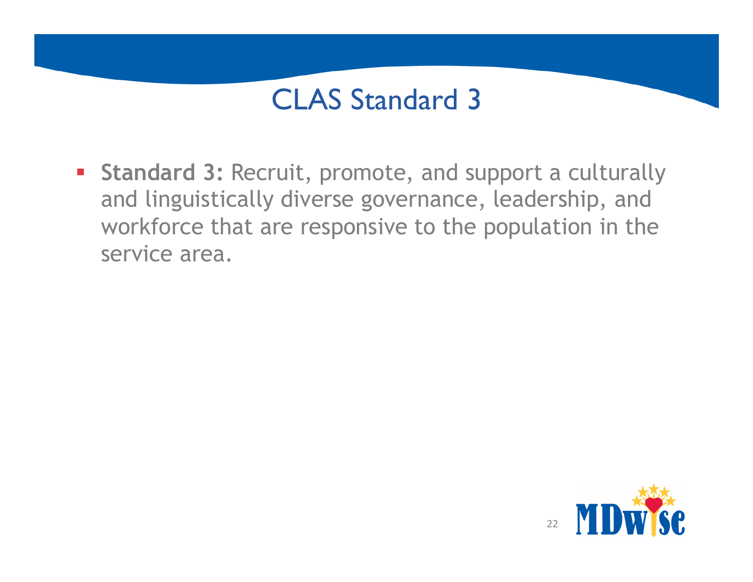# CLAS Standard 3

- **Standard 3:** Recruit, promote, and support a culturally and linguistically diverse governance, leadership, and workforce that are responsive to the population in the service area.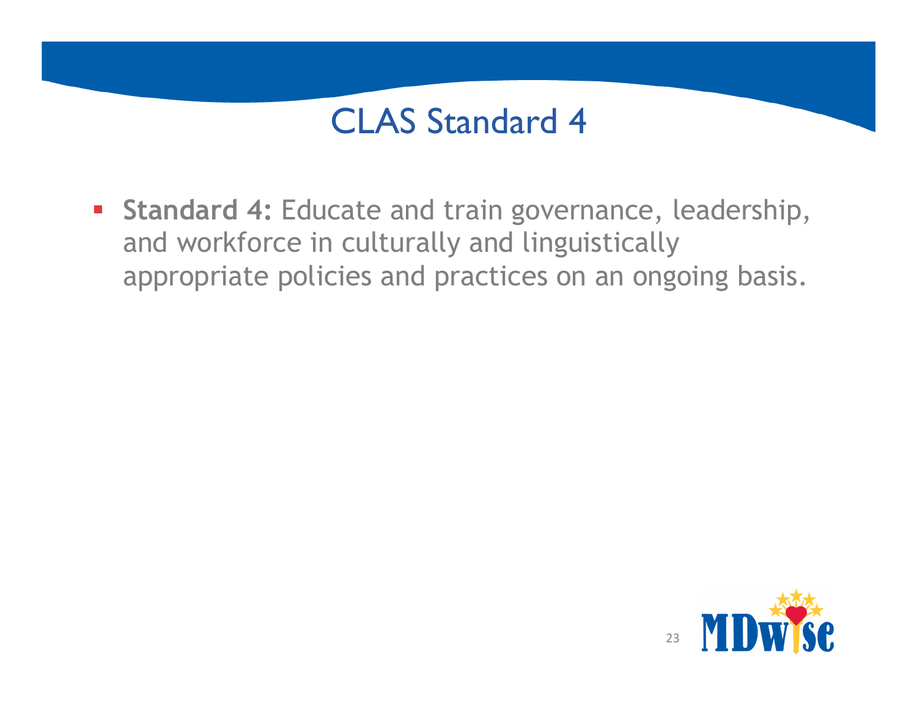# CLAS Standard 4

- **Standard 4:** Educate and train governance, leadership, and workforce in culturally and linguistically appropriate policies and practices on an ongoing basis.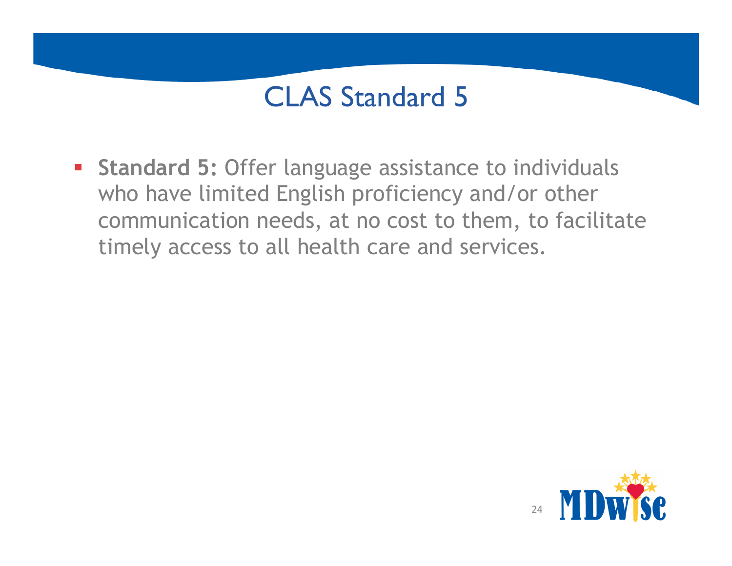# CLAS Standard 5

- **Standard 5:** Offer language assistance to individuals who have limited English proficiency and/or other communication needs, at no cost to them, to facilitate timely access to all health care and services.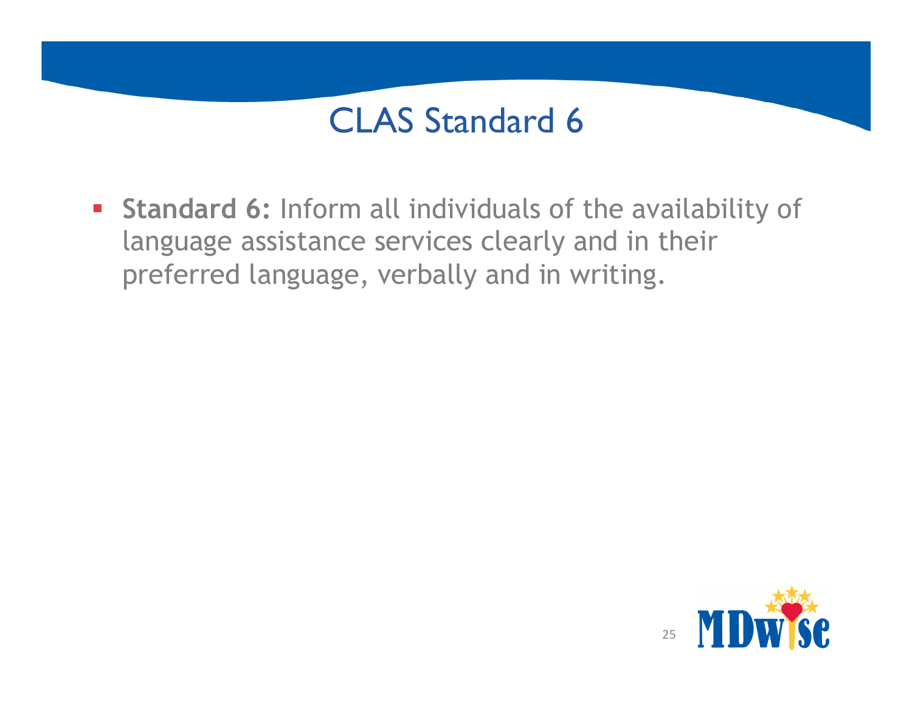# CLAS Standard 6

- **Standard 6:** Inform all individuals of the availability of language assistance services clearly and in their preferred language, verbally and in writing.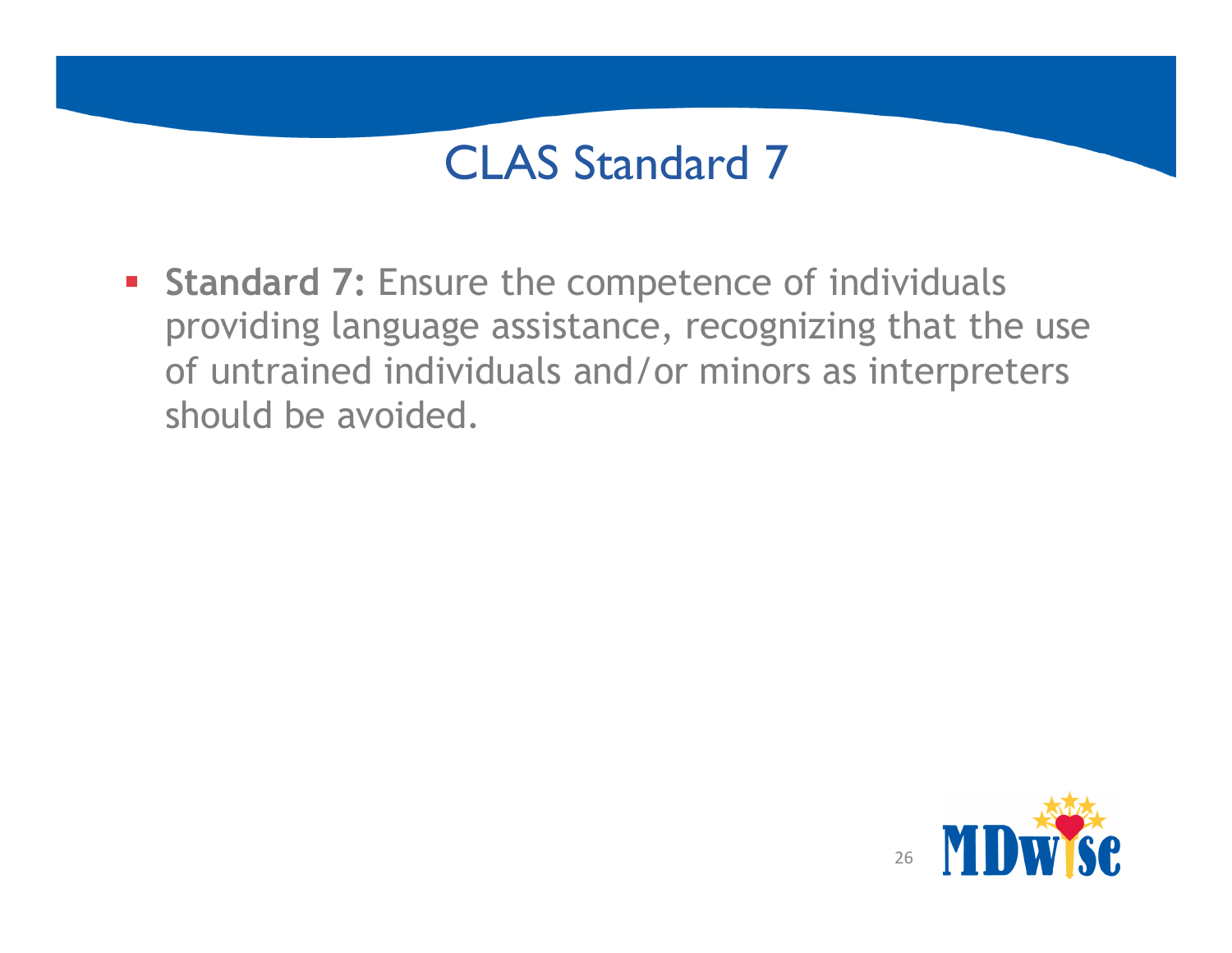# CLAS Standard 7

- **Standard 7:** Ensure the competence of individuals providing language assistance, recognizing that the use of untrained individuals and/or minors as interpreters should be avoided.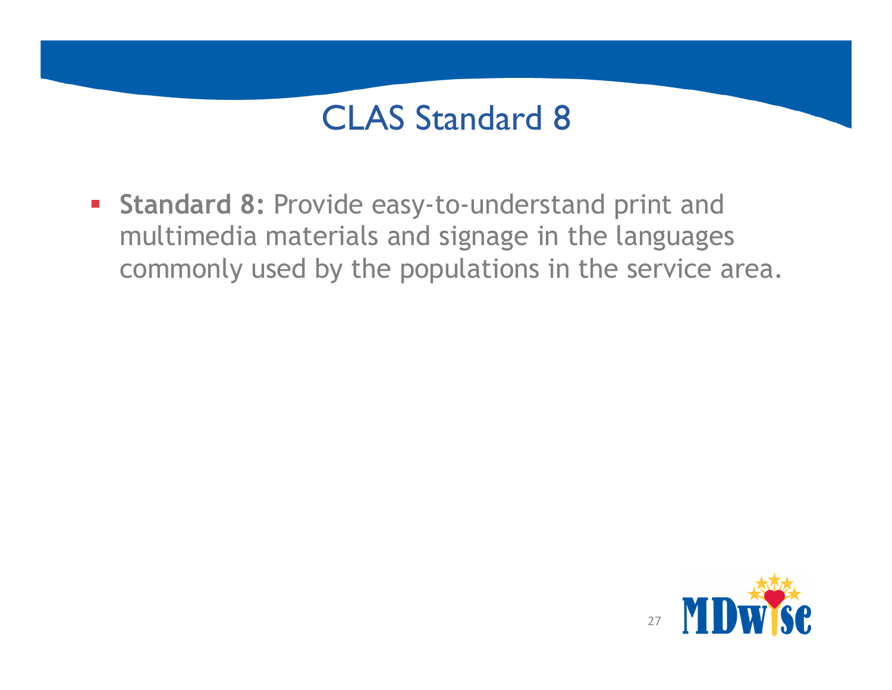# CLAS Standard 8

- **Standard 8:** Provide easy-to-understand print and multimedia materials and signage in the languages commonly used by the populations in the service area.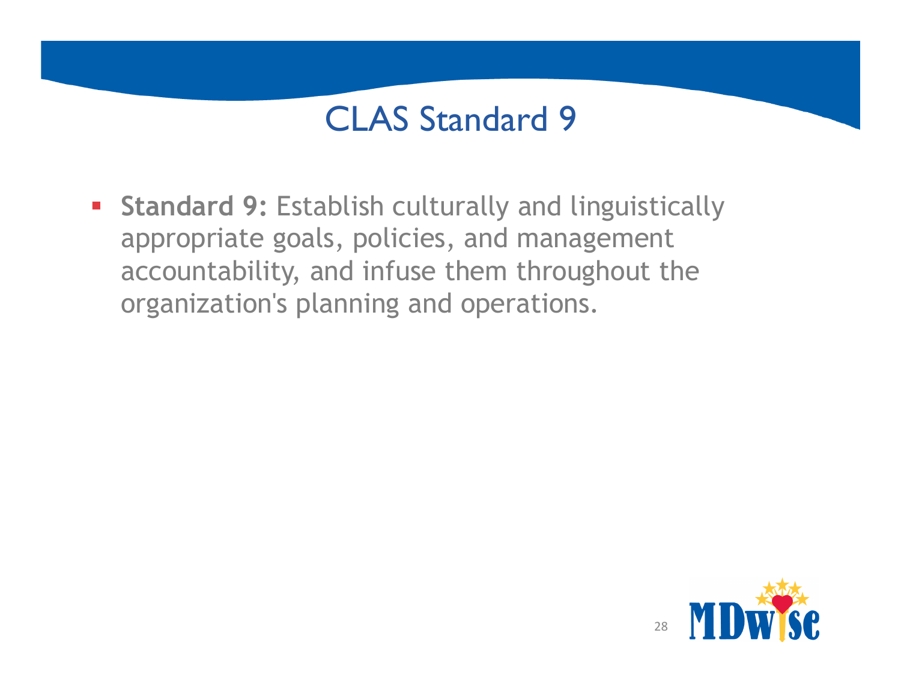# CLAS Standard 9

- **Standard 9:** Establish culturally and linguistically appropriate goals, policies, and management accountability, and infuse them throughout the organization's planning and operations.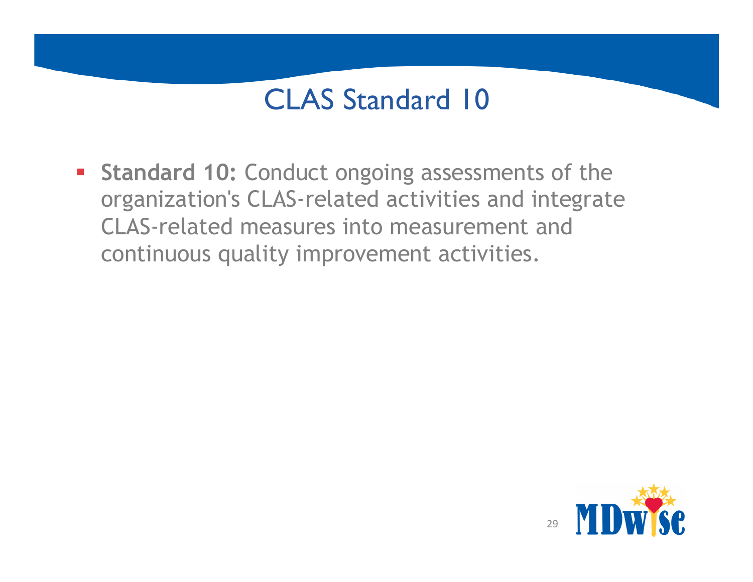# CLAS Standard 10

- **Standard 10:** Conduct ongoing assessments of the organization's CLAS-related activities and integrate CLAS-related measures into measurement and continuous quality improvement activities.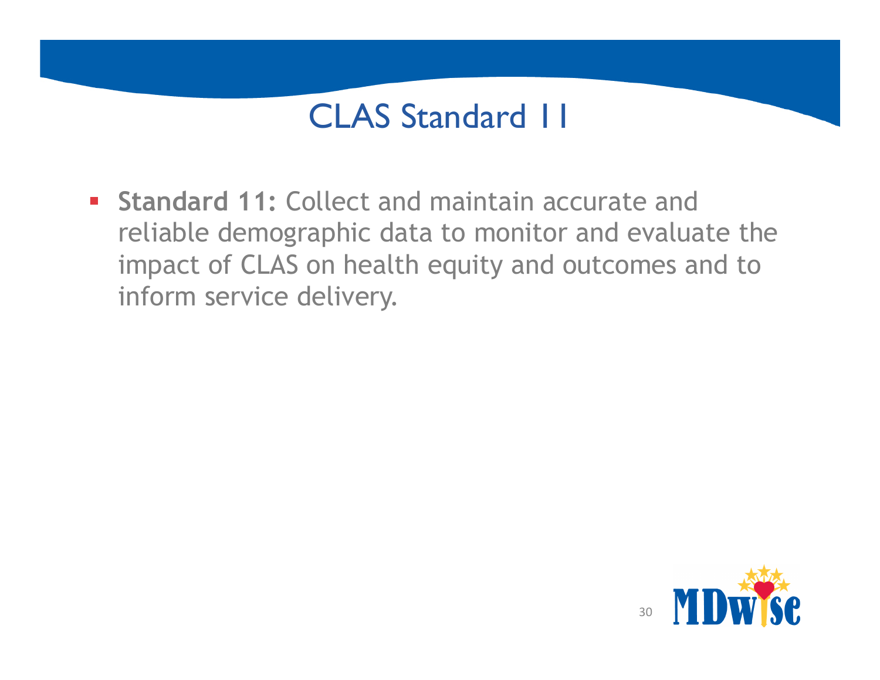# CLAS Standard 11

- **Standard 11:** Collect and maintain accurate and reliable demographic data to monitor and evaluate the impact of CLAS on health equity and outcomes and to inform service delivery.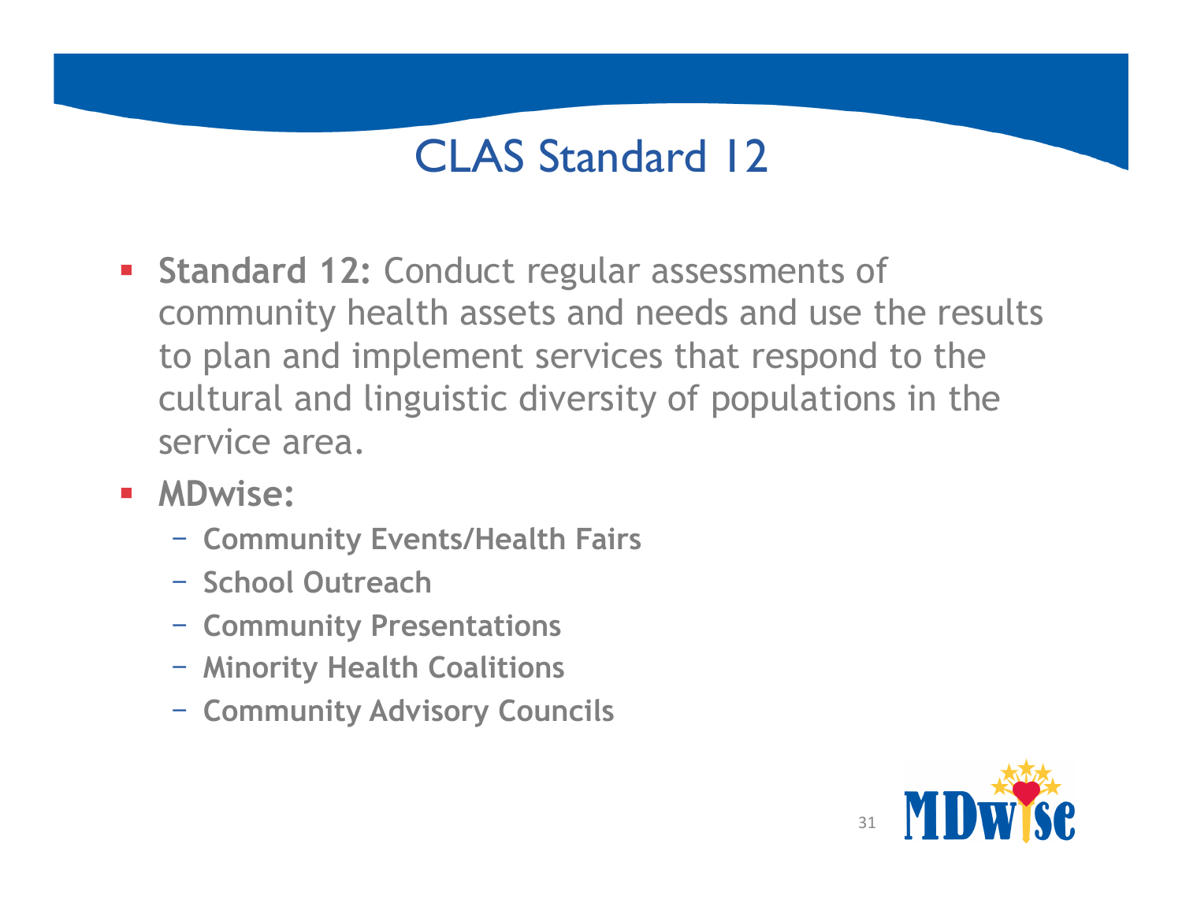# CLAS Standard 12

- **Standard 12:** Conduct regular assessments of community health assets and needs and use the results to plan and implement services that respond to the cultural and linguistic diversity of populations in the service area.
- **MDwise:**
  - **Community Events/Health Fairs**
  - **School Outreach**
  - **Community Presentations**
  - **Minority Health Coalitions**
  - **Community Advisory Councils**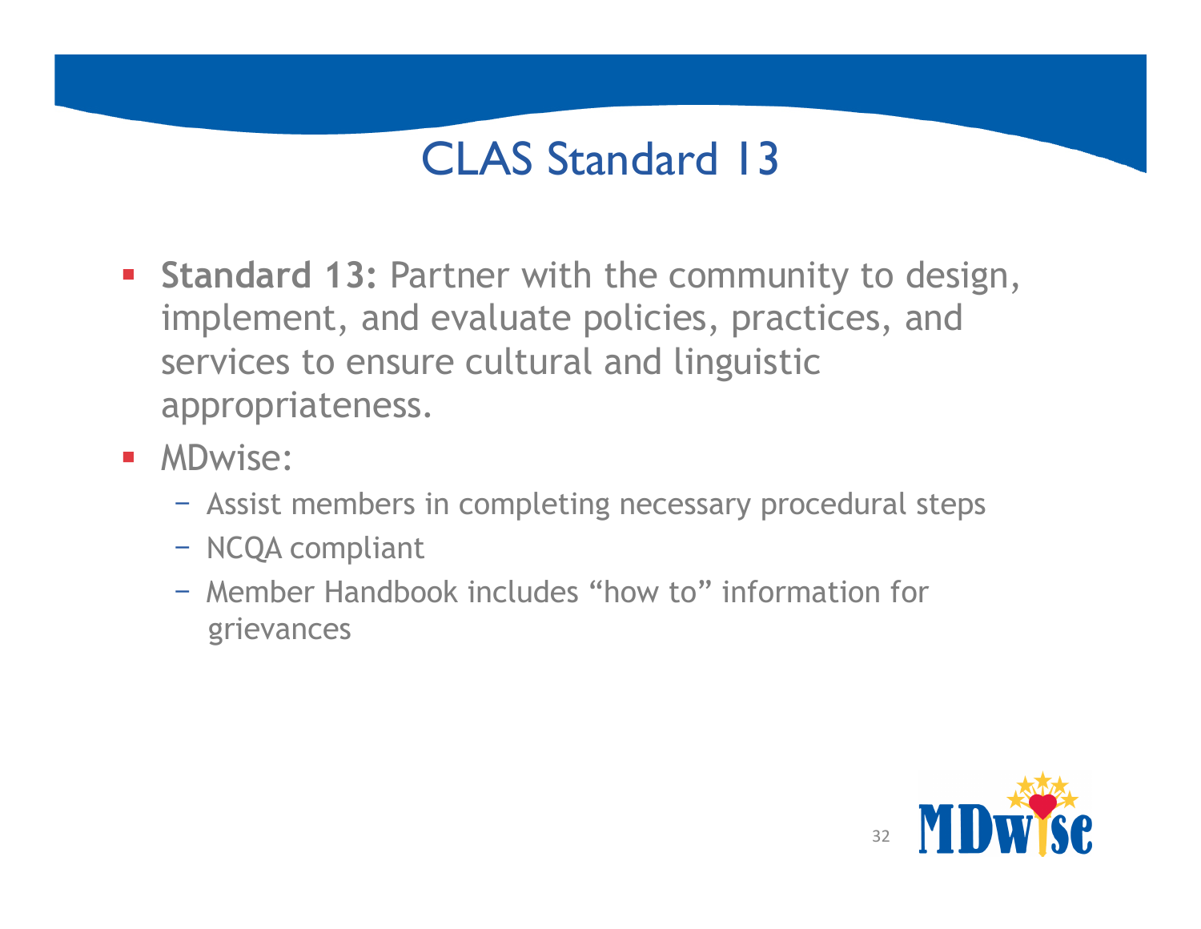# CLAS Standard 13

- **Standard 13:** Partner with the community to design, implement, and evaluate policies, practices, and services to ensure cultural and linguistic appropriateness.
- MDwise:
  - Assist members in completing necessary procedural steps
  - NCQA compliant
  - Member Handbook includes "how to" information for grievances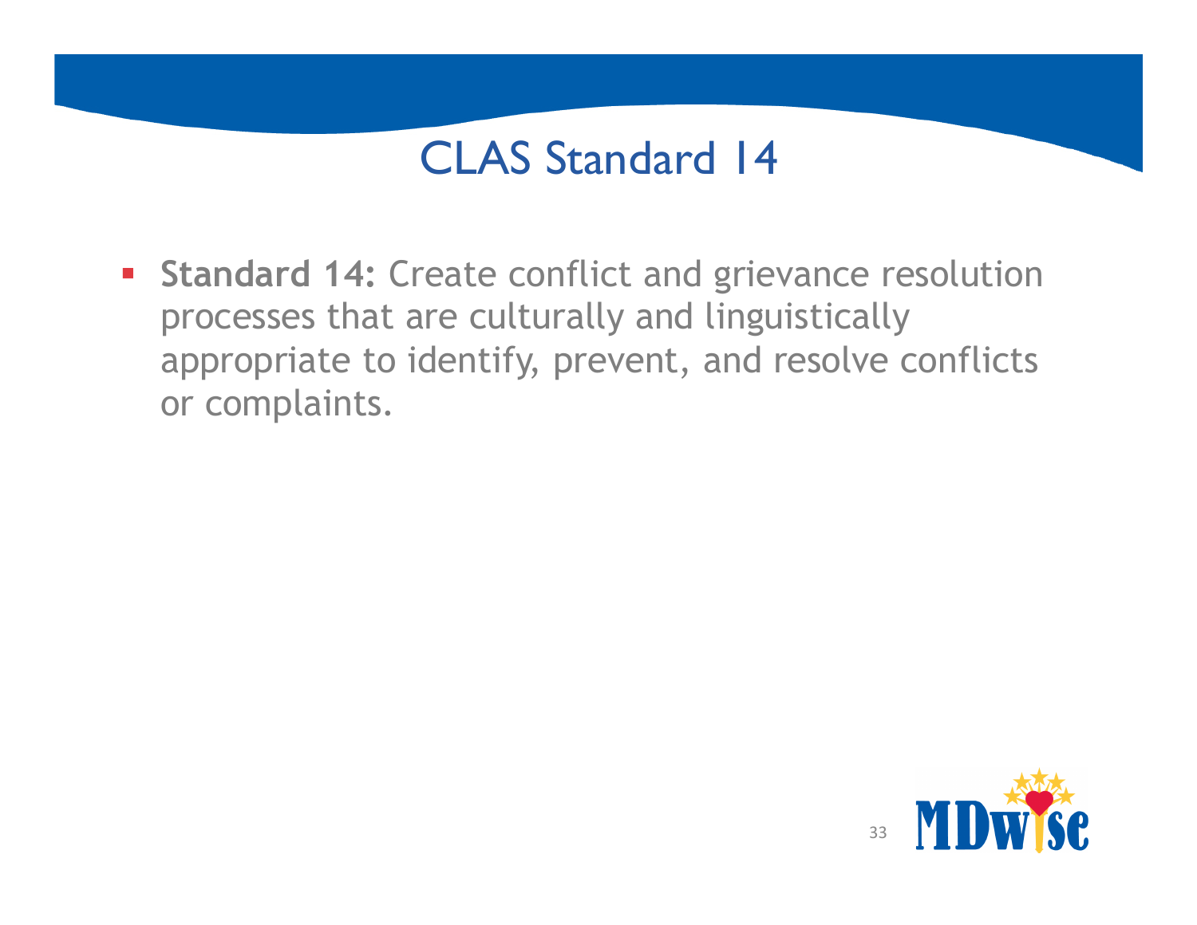# CLAS Standard 14

- **Standard 14:** Create conflict and grievance resolution processes that are culturally and linguistically appropriate to identify, prevent, and resolve conflicts or complaints.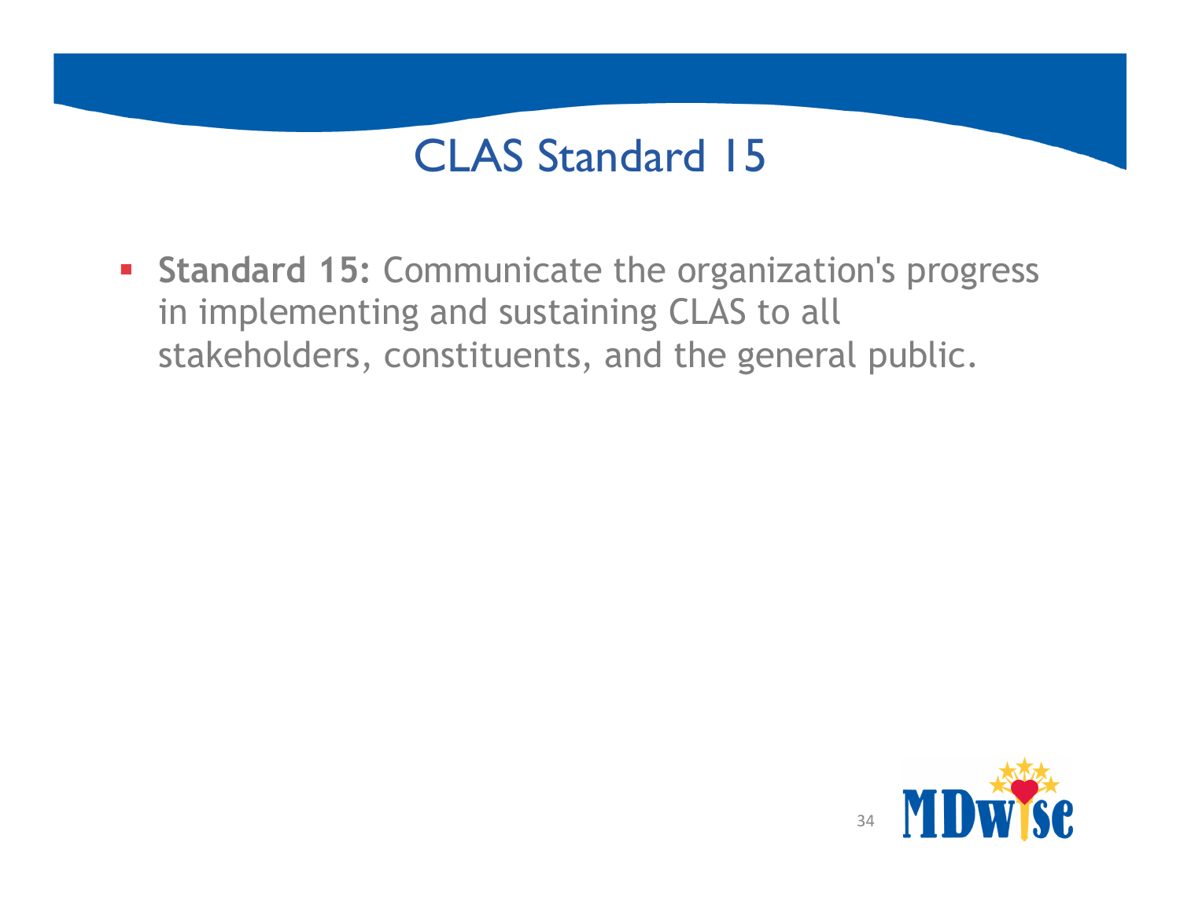# CLAS Standard 15

- **Standard 15:** Communicate the organization's progress in implementing and sustaining CLAS to all stakeholders, constituents, and the general public.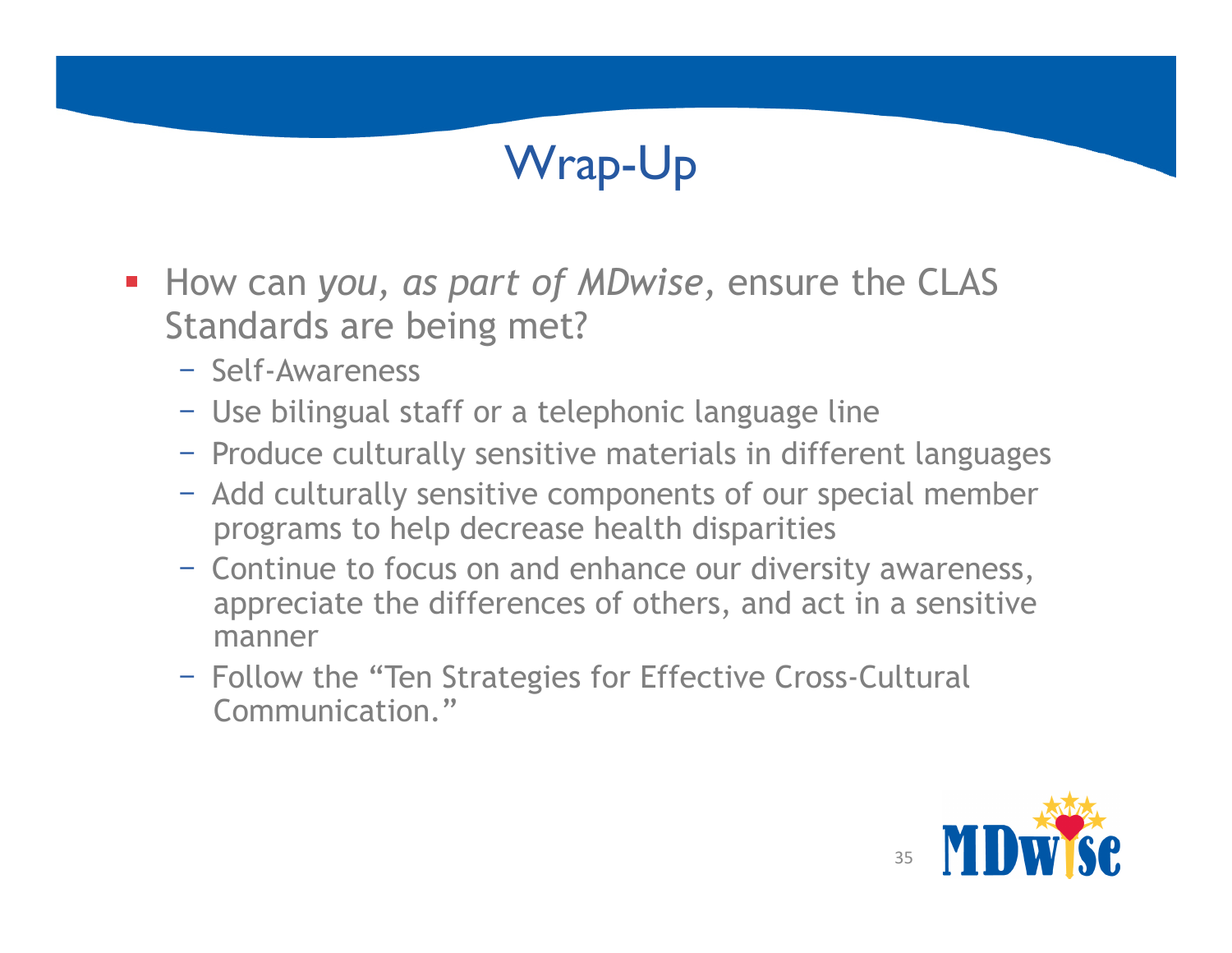# Wrap-Up

- How can *you, as part of MDwise,* ensure the CLAS Standards are being met?
  - Self-Awareness
  - Use bilingual staff or a telephonic language line
  - Produce culturally sensitive materials in different languages
  - Add culturally sensitive components of our special member programs to help decrease health disparities
  - Continue to focus on and enhance our diversity awareness, appreciate the differences of others, and act in a sensitive manner
  - Follow the "Ten Strategies for Effective Cross-Cultural Communication."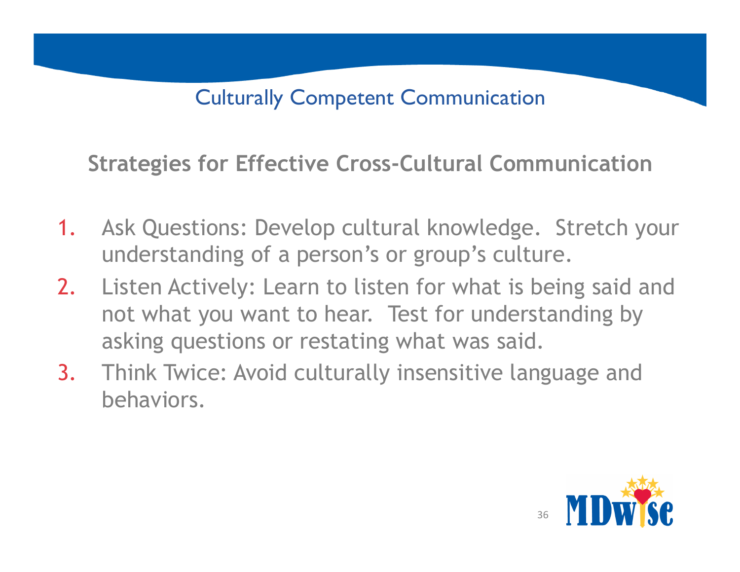# Culturally Competent Communication

## Strategies for Effective Cross-Cultural Communication

1. Ask Questions: Develop cultural knowledge. Stretch your understanding of a person's or group's culture.
2. Listen Actively: Learn to listen for what is being said and not what you want to hear. Test for understanding by asking questions or restating what was said.
3. Think Twice: Avoid culturally insensitive language and behaviors.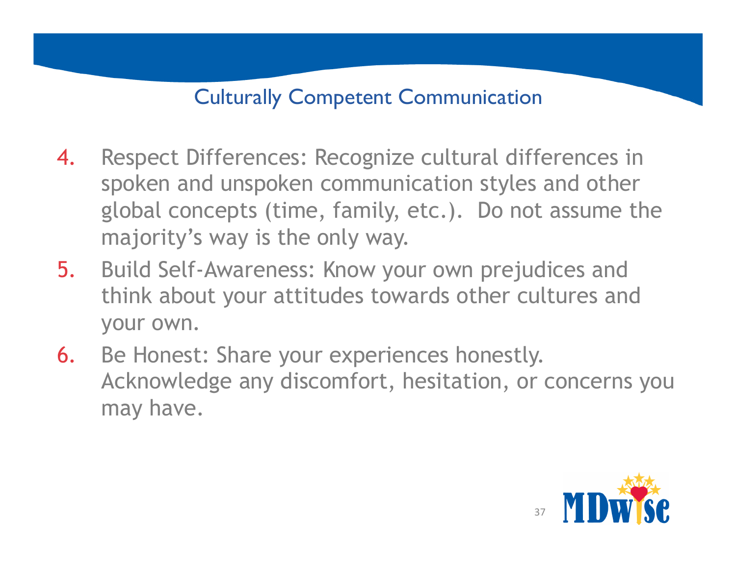## Culturally Competent Communication

4. Respect Differences: Recognize cultural differences in spoken and unspoken communication styles and other global concepts (time, family, etc.). Do not assume the majority's way is the only way.
5. Build Self-Awareness: Know your own prejudices and think about your attitudes towards other cultures and your own.
6. Be Honest: Share your experiences honestly. Acknowledge any discomfort, hesitation, or concerns you may have.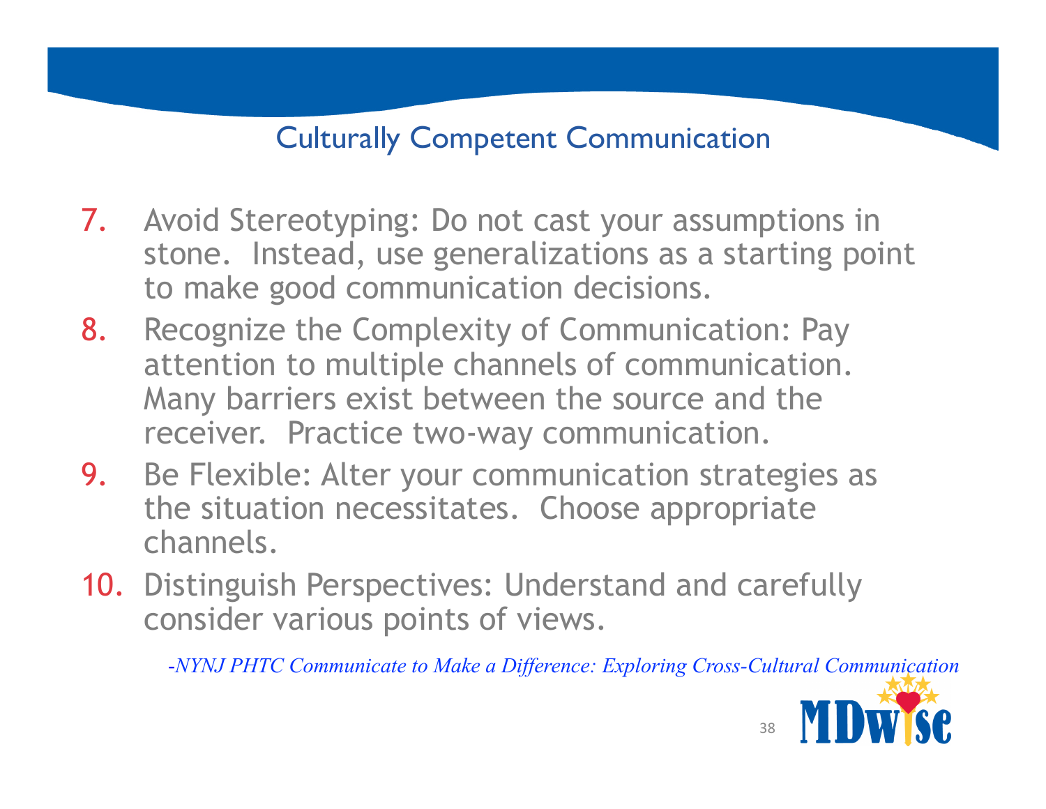## Culturally Competent Communication

7. Avoid Stereotyping: Do not cast your assumptions in stone. Instead, use generalizations as a starting point to make good communication decisions.
8. Recognize the Complexity of Communication: Pay attention to multiple channels of communication. Many barriers exist between the source and the receiver. Practice two-way communication.
9. Be Flexible: Alter your communication strategies as the situation necessitates. Choose appropriate channels.
10. Distinguish Perspectives: Understand and carefully consider various points of views.

*-NYNJ PHTC Communicate to Make a Difference: Exploring Cross-Cultural Communication*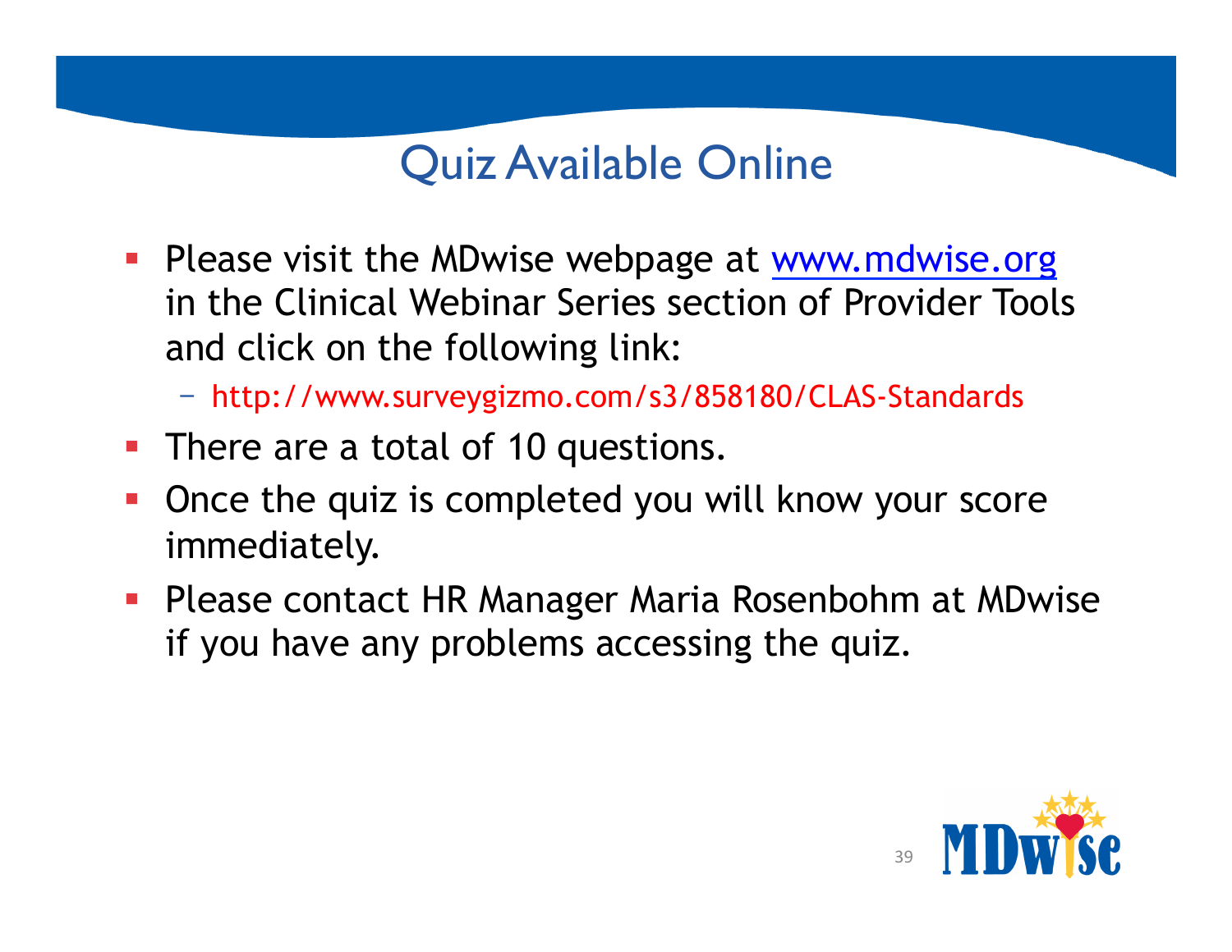# Quiz Available Online

- Please visit the MDwise webpage at www.mdwise.org in the Clinical Webinar Series section of Provider Tools and click on the following link:
  - http://www.surveygizmo.com/s3/858180/CLAS-Standards
- There are a total of 10 questions.
- Once the quiz is completed you will know your score immediately.
- Please contact HR Manager Maria Rosenbohm at MDwise if you have any problems accessing the quiz.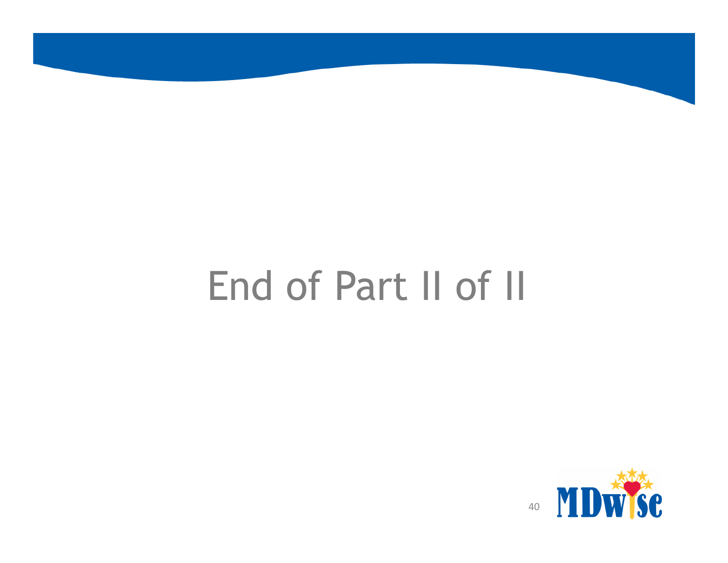# End of Part II of II